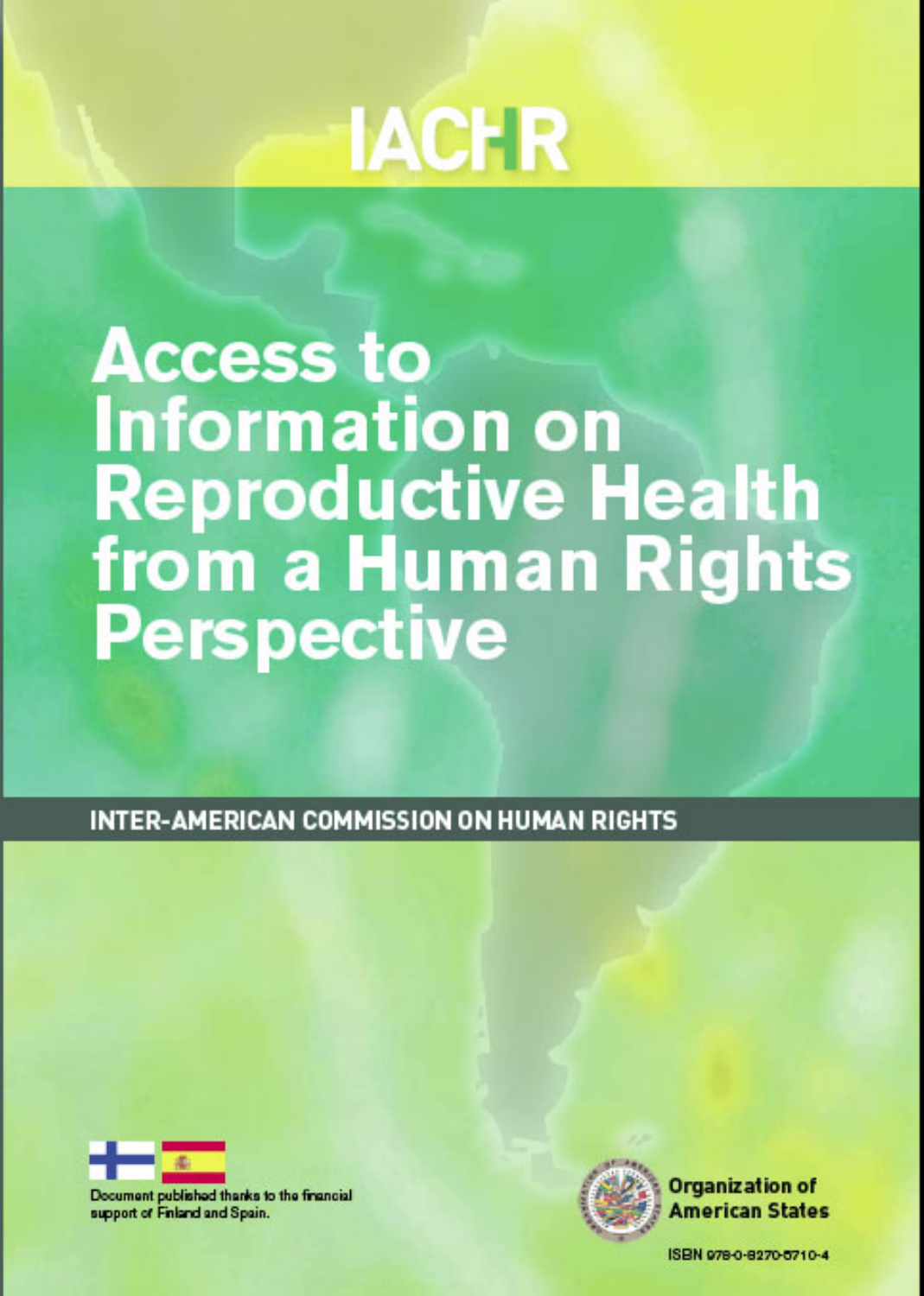IACHR

# Access to Information on Reproductive Health from a Human Rights Perspective

INTER-AMERICAN COMMISSION ON HUMAN RIGHTS

Document published thanks to the financial support of Finland and Spain.

Organization of American States

ISBN 978-0-8270-5710-4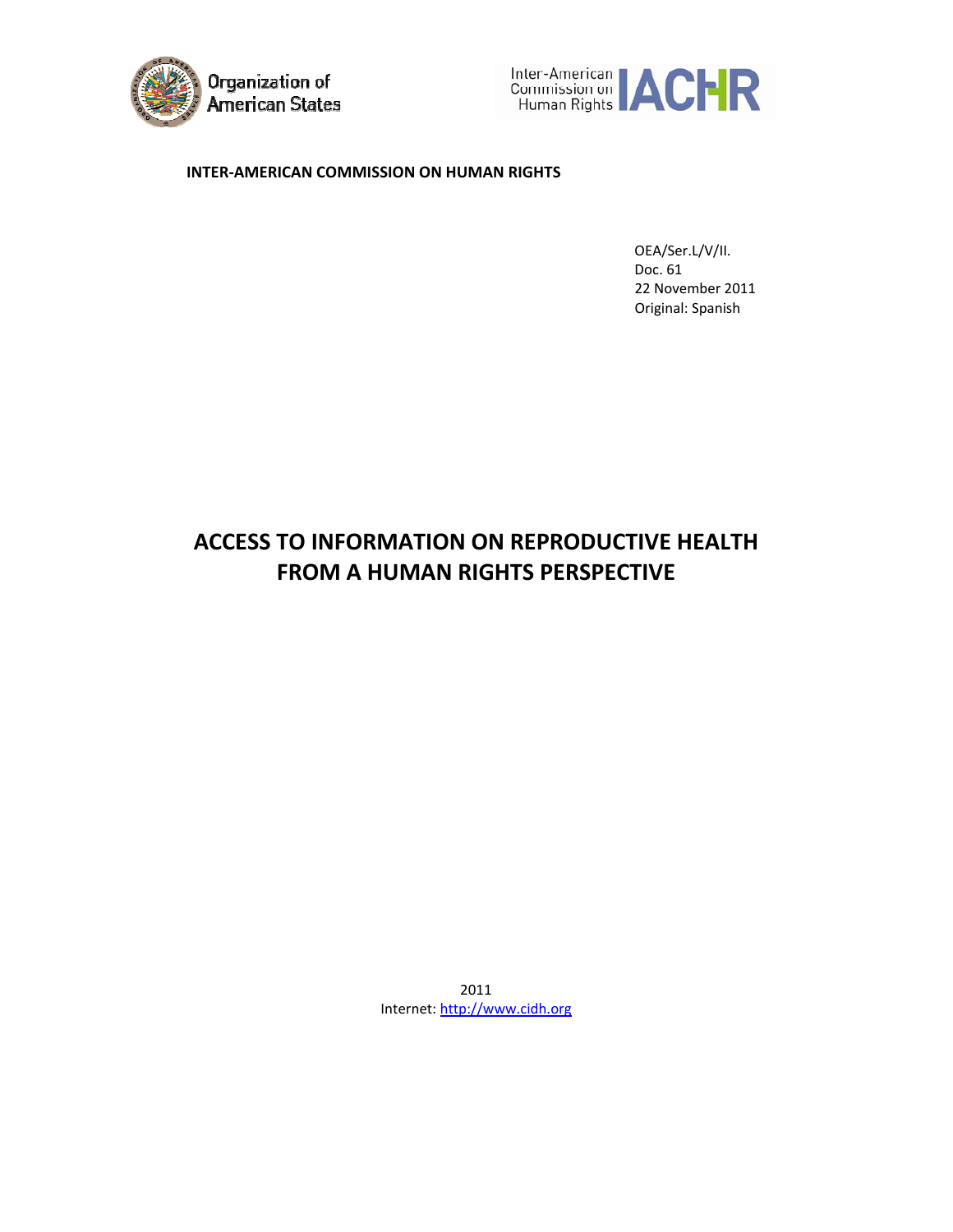Organization of American States

Inter-American Commission on Human Rights IACHR

**INTER-AMERICAN COMMISSION ON HUMAN RIGHTS**

OEA/Ser.L/V/II.
Doc. 61
22 November 2011
Original: Spanish

# ACCESS TO INFORMATION ON REPRODUCTIVE HEALTH FROM A HUMAN RIGHTS PERSPECTIVE

2011
Internet: http://www.cidh.org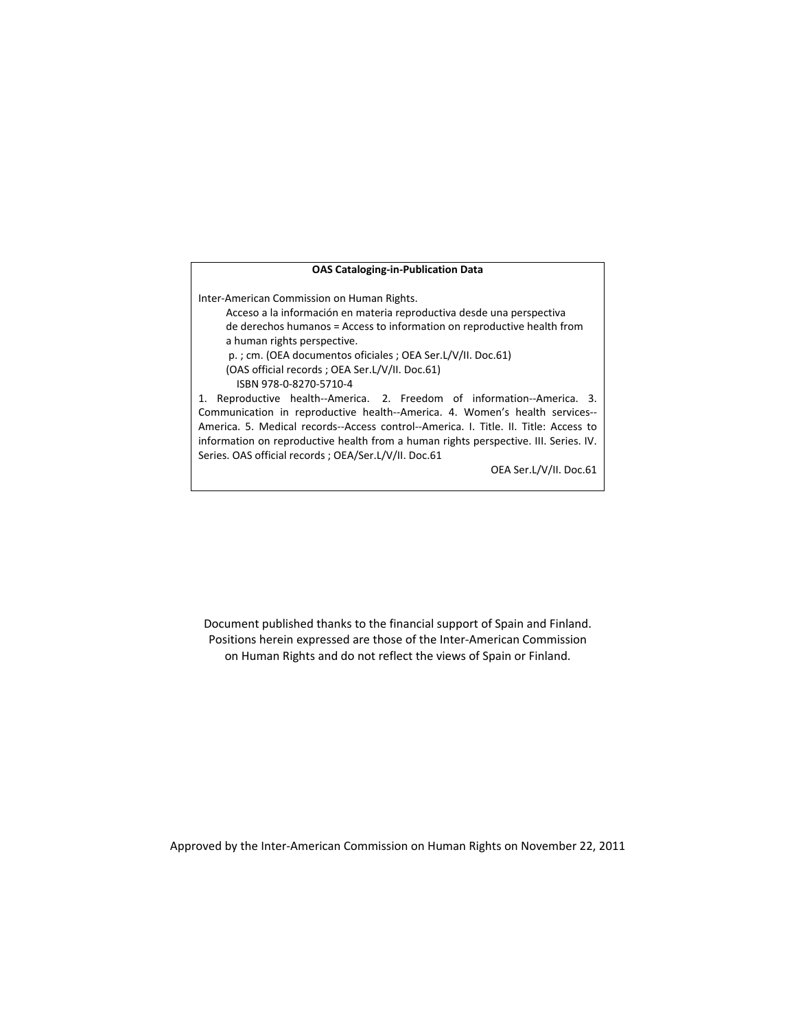**OAS Cataloging-in-Publication Data**

Inter-American Commission on Human Rights.

Acceso a la información en materia reproductiva desde una perspectiva de derechos humanos = Access to information on reproductive health from a human rights perspective.

p. ; cm. (OEA documentos oficiales ; OEA Ser.L/V/II. Doc.61)

(OAS official records ; OEA Ser.L/V/II. Doc.61)

ISBN 978-0-8270-5710-4

1. Reproductive health--America. 2. Freedom of information--America. 3. Communication in reproductive health--America. 4. Women's health services--America. 5. Medical records--Access control--America. I. Title. II. Title: Access to information on reproductive health from a human rights perspective. III. Series. IV. Series. OAS official records ; OEA/Ser.L/V/II. Doc.61

OEA Ser.L/V/II. Doc.61

Document published thanks to the financial support of Spain and Finland. Positions herein expressed are those of the Inter-American Commission on Human Rights and do not reflect the views of Spain or Finland.

Approved by the Inter-American Commission on Human Rights on November 22, 2011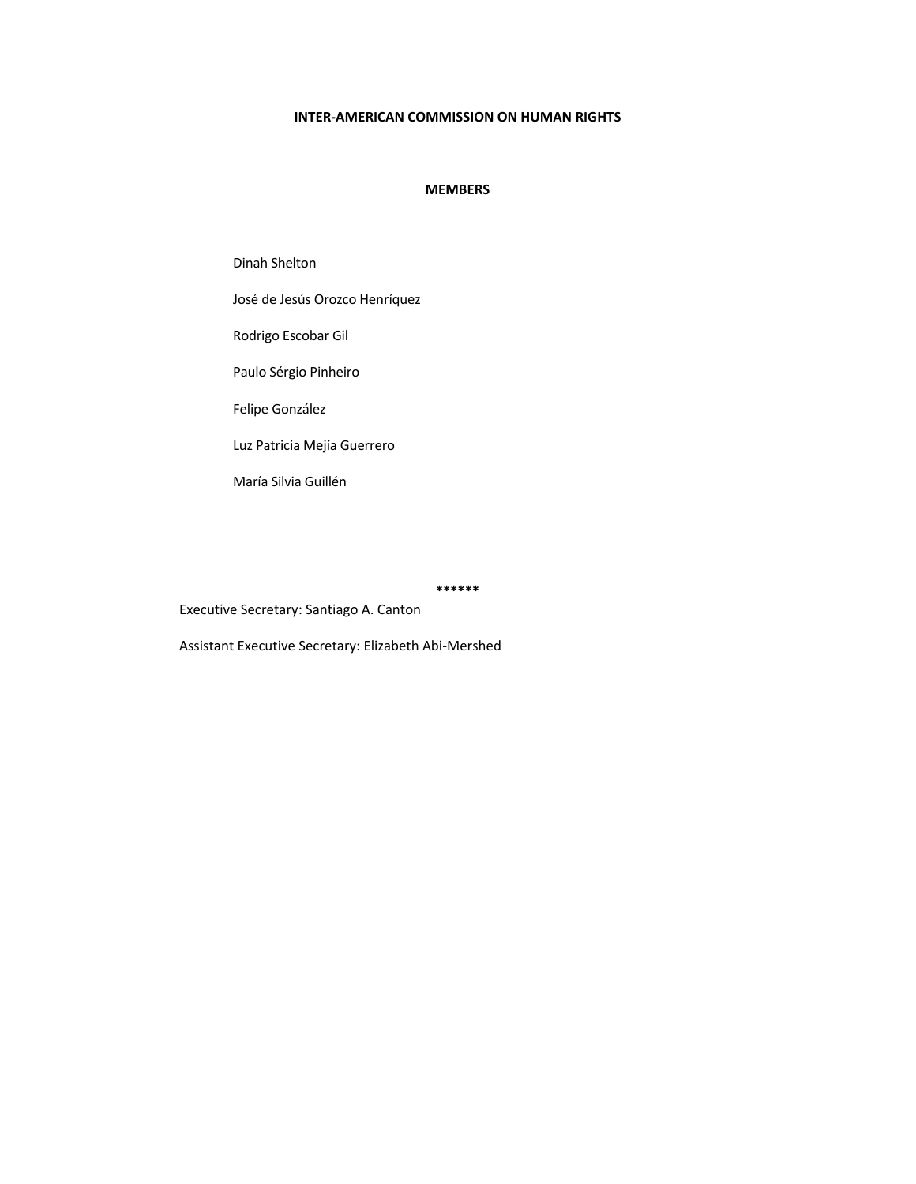**INTER-AMERICAN COMMISSION ON HUMAN RIGHTS**

**MEMBERS**

Dinah Shelton

José de Jesús Orozco Henríquez

Rodrigo Escobar Gil

Paulo Sérgio Pinheiro

Felipe González

Luz Patricia Mejía Guerrero

María Silvia Guillén

******

Executive Secretary: Santiago A. Canton

Assistant Executive Secretary: Elizabeth Abi-Mershed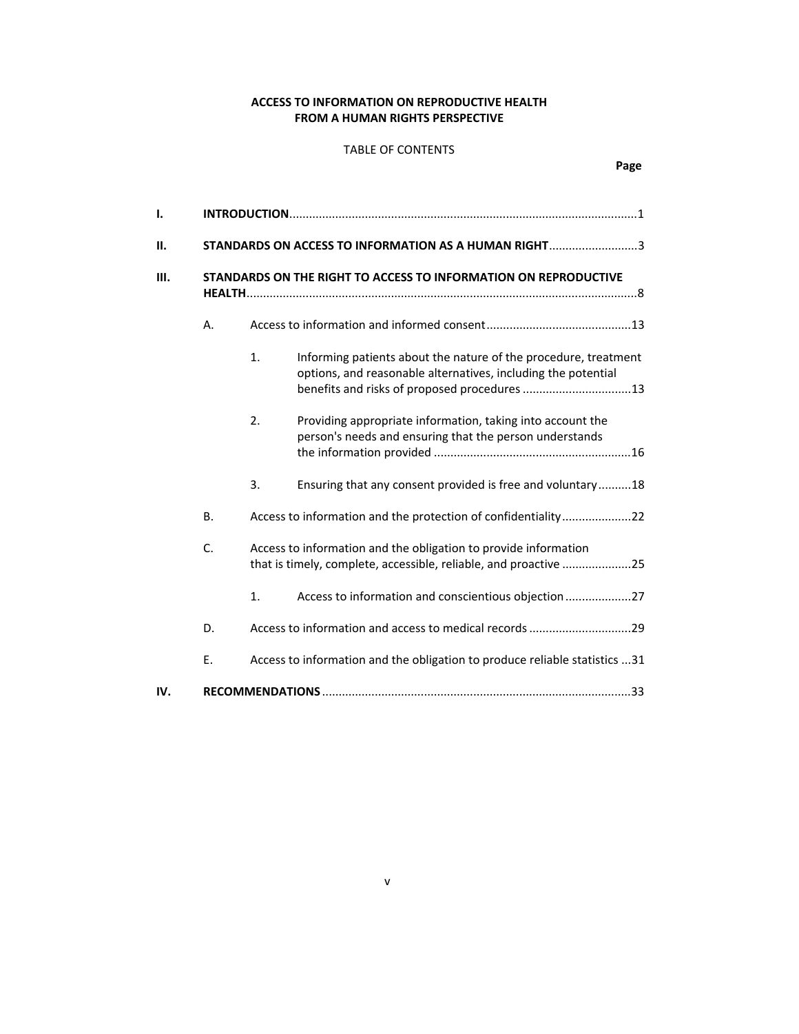**ACCESS TO INFORMATION ON REPRODUCTIVE HEALTH FROM A HUMAN RIGHTS PERSPECTIVE**

TABLE OF CONTENTS

| | | | | Page |
|---|---|---|---|---|
| I. | **INTRODUCTION** | | | 1 |
| II. | **STANDARDS ON ACCESS TO INFORMATION AS A HUMAN RIGHT** | | | 3 |
| III. | **STANDARDS ON THE RIGHT TO ACCESS TO INFORMATION ON REPRODUCTIVE HEALTH** | | | 8 |
| | A. | Access to information and informed consent | | 13 |
| | | 1. | Informing patients about the nature of the procedure, treatment options, and reasonable alternatives, including the potential benefits and risks of proposed procedures | 13 |
| | | 2. | Providing appropriate information, taking into account the person's needs and ensuring that the person understands the information provided | 16 |
| | | 3. | Ensuring that any consent provided is free and voluntary | 18 |
| | B. | Access to information and the protection of confidentiality | | 22 |
| | C. | Access to information and the obligation to provide information that is timely, complete, accessible, reliable, and proactive | | 25 |
| | | 1. | Access to information and conscientious objection | 27 |
| | D. | Access to information and access to medical records | | 29 |
| | E. | Access to information and the obligation to produce reliable statistics | | 31 |
| IV. | **RECOMMENDATIONS** | | | 33 |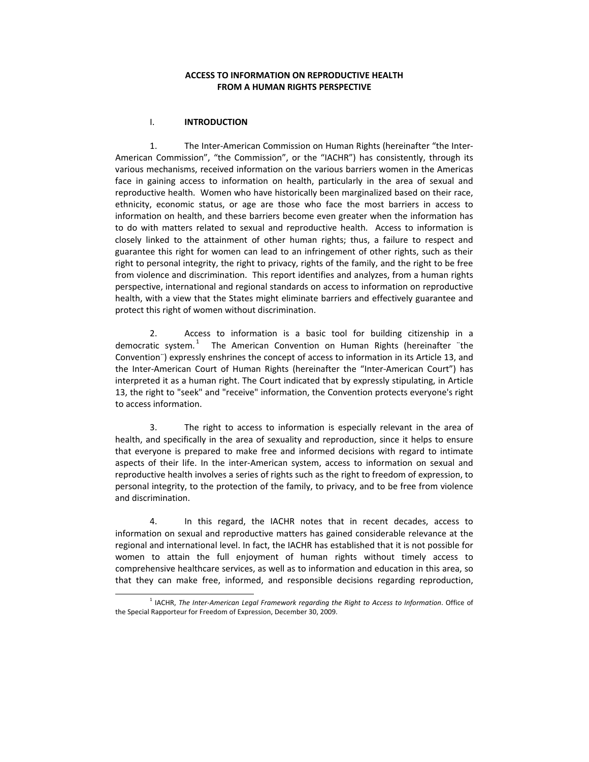# ACCESS TO INFORMATION ON REPRODUCTIVE HEALTH FROM A HUMAN RIGHTS PERSPECTIVE

## I. INTRODUCTION

1. The Inter-American Commission on Human Rights (hereinafter "the Inter-American Commission", "the Commission", or the "IACHR") has consistently, through its various mechanisms, received information on the various barriers women in the Americas face in gaining access to information on health, particularly in the area of sexual and reproductive health. Women who have historically been marginalized based on their race, ethnicity, economic status, or age are those who face the most barriers in access to information on health, and these barriers become even greater when the information has to do with matters related to sexual and reproductive health. Access to information is closely linked to the attainment of other human rights; thus, a failure to respect and guarantee this right for women can lead to an infringement of other rights, such as their right to personal integrity, the right to privacy, rights of the family, and the right to be free from violence and discrimination. This report identifies and analyzes, from a human rights perspective, international and regional standards on access to information on reproductive health, with a view that the States might eliminate barriers and effectively guarantee and protect this right of women without discrimination.

2. Access to information is a basic tool for building citizenship in a democratic system.[1] The American Convention on Human Rights (hereinafter ¨the Convention¨) expressly enshrines the concept of access to information in its Article 13, and the Inter-American Court of Human Rights (hereinafter the "Inter-American Court") has interpreted it as a human right. The Court indicated that by expressly stipulating, in Article 13, the right to "seek" and "receive" information, the Convention protects everyone's right to access information.

3. The right to access to information is especially relevant in the area of health, and specifically in the area of sexuality and reproduction, since it helps to ensure that everyone is prepared to make free and informed decisions with regard to intimate aspects of their life. In the inter-American system, access to information on sexual and reproductive health involves a series of rights such as the right to freedom of expression, to personal integrity, to the protection of the family, to privacy, and to be free from violence and discrimination.

4. In this regard, the IACHR notes that in recent decades, access to information on sexual and reproductive matters has gained considerable relevance at the regional and international level. In fact, the IACHR has established that it is not possible for women to attain the full enjoyment of human rights without timely access to comprehensive healthcare services, as well as to information and education in this area, so that they can make free, informed, and responsible decisions regarding reproduction,

---

[1] IACHR, *The Inter-American Legal Framework regarding the Right to Access to Information*. Office of the Special Rapporteur for Freedom of Expression, December 30, 2009.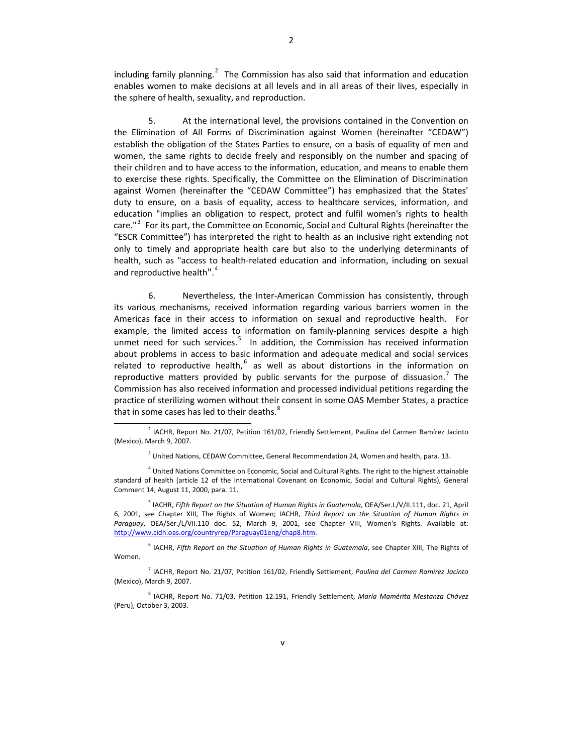including family planning.[2] The Commission has also said that information and education enables women to make decisions at all levels and in all areas of their lives, especially in the sphere of health, sexuality, and reproduction.

5. At the international level, the provisions contained in the Convention on the Elimination of All Forms of Discrimination against Women (hereinafter "CEDAW") establish the obligation of the States Parties to ensure, on a basis of equality of men and women, the same rights to decide freely and responsibly on the number and spacing of their children and to have access to the information, education, and means to enable them to exercise these rights. Specifically, the Committee on the Elimination of Discrimination against Women (hereinafter the "CEDAW Committee") has emphasized that the States' duty to ensure, on a basis of equality, access to healthcare services, information, and education "implies an obligation to respect, protect and fulfil women's rights to health care."[3] For its part, the Committee on Economic, Social and Cultural Rights (hereinafter the "ESCR Committee") has interpreted the right to health as an inclusive right extending not only to timely and appropriate health care but also to the underlying determinants of health, such as "access to health-related education and information, including on sexual and reproductive health".[4]

6. Nevertheless, the Inter-American Commission has consistently, through its various mechanisms, received information regarding various barriers women in the Americas face in their access to information on sexual and reproductive health. For example, the limited access to information on family-planning services despite a high unmet need for such services.[5] In addition, the Commission has received information about problems in access to basic information and adequate medical and social services related to reproductive health,[6] as well as about distortions in the information on reproductive matters provided by public servants for the purpose of dissuasion.[7] The Commission has also received information and processed individual petitions regarding the practice of sterilizing women without their consent in some OAS Member States, a practice that in some cases has led to their deaths.[8]

---

[2] IACHR, Report No. 21/07, Petition 161/02, Friendly Settlement, Paulina del Carmen Ramírez Jacinto (Mexico), March 9, 2007.

[3] United Nations, CEDAW Committee, General Recommendation 24, Women and health, para. 13.

[4] United Nations Committee on Economic, Social and Cultural Rights. The right to the highest attainable standard of health (article 12 of the International Covenant on Economic, Social and Cultural Rights), General Comment 14, August 11, 2000, para. 11.

[5] IACHR, *Fifth Report on the Situation of Human Rights in Guatemala*, OEA/Ser.L/V/II.111, doc. 21, April 6, 2001, see Chapter XIII, The Rights of Women; IACHR, *Third Report on the Situation of Human Rights in Paraguay*, OEA/Ser./L/VII.110 doc. 52, March 9, 2001, see Chapter VIII, Women's Rights. Available at: http://www.cidh.oas.org/countryrep/Paraguay01eng/chap8.htm.

[6] IACHR, *Fifth Report on the Situation of Human Rights in Guatemala*, see Chapter XIII, The Rights of Women.

[7] IACHR, Report No. 21/07, Petition 161/02, Friendly Settlement, *Paulina del Carmen Ramírez Jacinto* (Mexico), March 9, 2007.

[8] IACHR, Report No. 71/03, Petition 12.191, Friendly Settlement, *María Mamérita Mestanza Chávez* (Peru), October 3, 2003.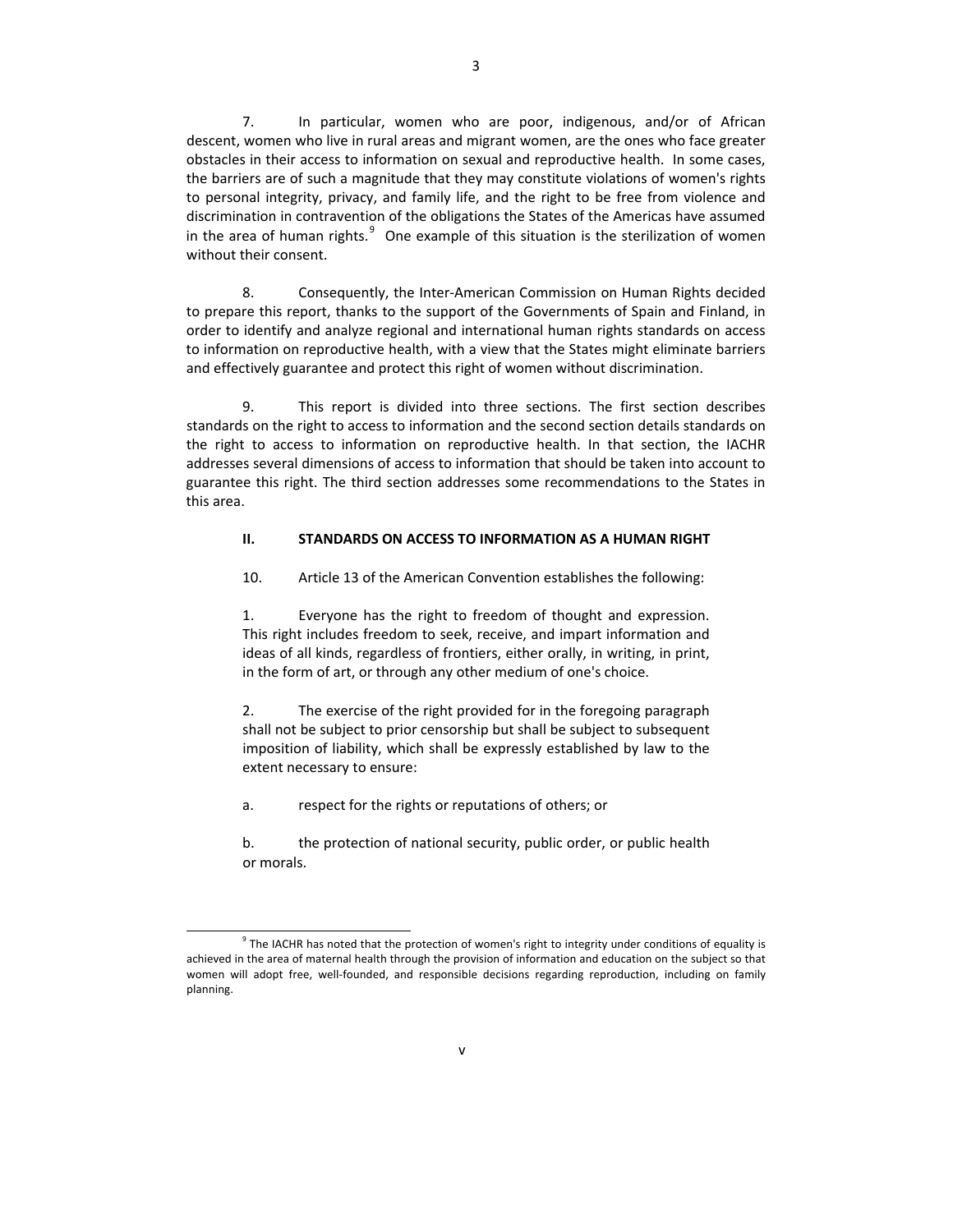7. In particular, women who are poor, indigenous, and/or of African descent, women who live in rural areas and migrant women, are the ones who face greater obstacles in their access to information on sexual and reproductive health. In some cases, the barriers are of such a magnitude that they may constitute violations of women's rights to personal integrity, privacy, and family life, and the right to be free from violence and discrimination in contravention of the obligations the States of the Americas have assumed in the area of human rights.[9] One example of this situation is the sterilization of women without their consent.

8. Consequently, the Inter-American Commission on Human Rights decided to prepare this report, thanks to the support of the Governments of Spain and Finland, in order to identify and analyze regional and international human rights standards on access to information on reproductive health, with a view that the States might eliminate barriers and effectively guarantee and protect this right of women without discrimination.

9. This report is divided into three sections. The first section describes standards on the right to access to information and the second section details standards on the right to access to information on reproductive health. In that section, the IACHR addresses several dimensions of access to information that should be taken into account to guarantee this right. The third section addresses some recommendations to the States in this area.

## II. STANDARDS ON ACCESS TO INFORMATION AS A HUMAN RIGHT

10. Article 13 of the American Convention establishes the following:

> 1. Everyone has the right to freedom of thought and expression. This right includes freedom to seek, receive, and impart information and ideas of all kinds, regardless of frontiers, either orally, in writing, in print, in the form of art, or through any other medium of one's choice.
>
> 2. The exercise of the right provided for in the foregoing paragraph shall not be subject to prior censorship but shall be subject to subsequent imposition of liability, which shall be expressly established by law to the extent necessary to ensure:
>
> a. respect for the rights or reputations of others; or
>
> b. the protection of national security, public order, or public health or morals.

[9] The IACHR has noted that the protection of women's right to integrity under conditions of equality is achieved in the area of maternal health through the provision of information and education on the subject so that women will adopt free, well-founded, and responsible decisions regarding reproduction, including on family planning.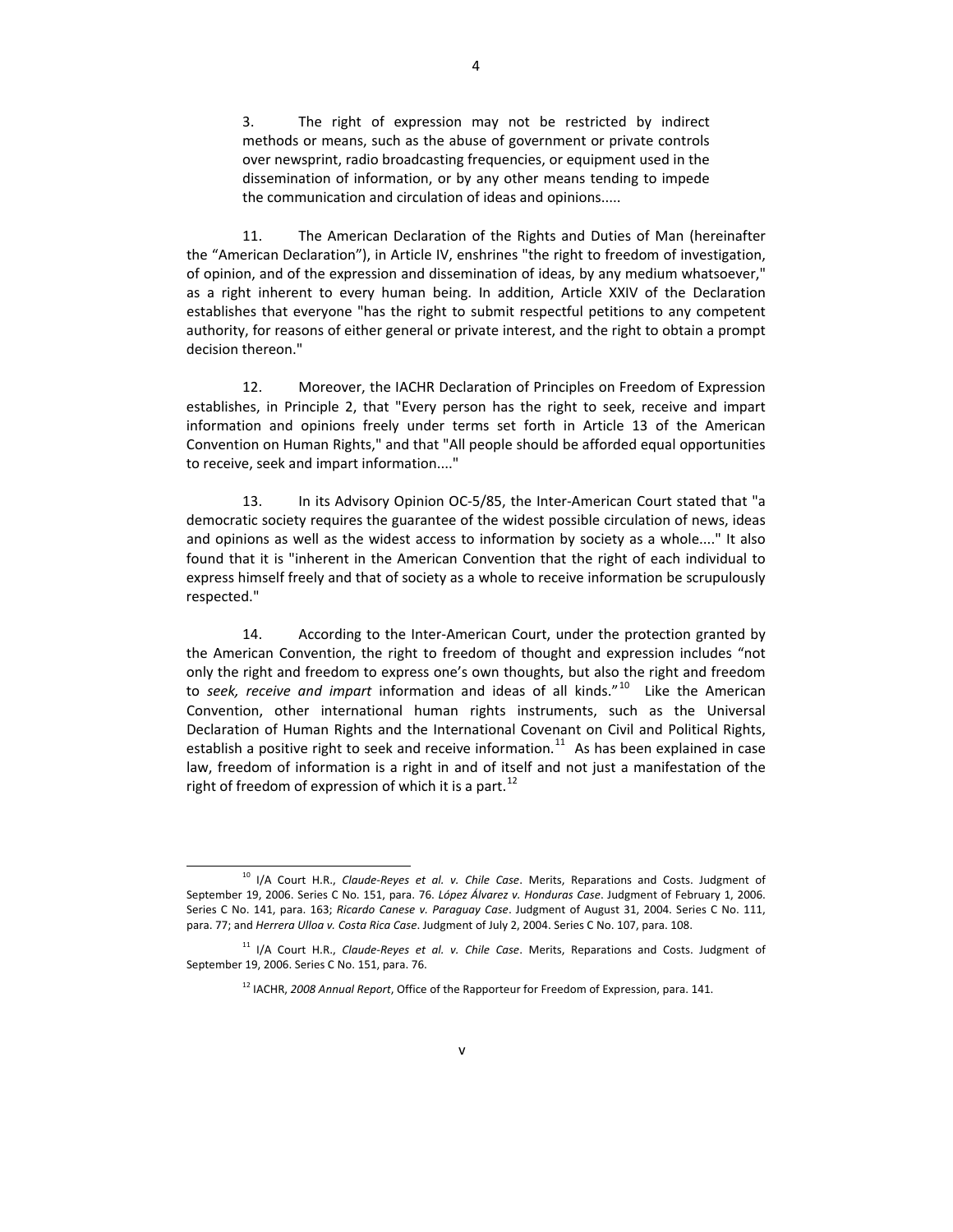> 3. The right of expression may not be restricted by indirect methods or means, such as the abuse of government or private controls over newsprint, radio broadcasting frequencies, or equipment used in the dissemination of information, or by any other means tending to impede the communication and circulation of ideas and opinions.....

11. The American Declaration of the Rights and Duties of Man (hereinafter the "American Declaration"), in Article IV, enshrines "the right to freedom of investigation, of opinion, and of the expression and dissemination of ideas, by any medium whatsoever," as a right inherent to every human being. In addition, Article XXIV of the Declaration establishes that everyone "has the right to submit respectful petitions to any competent authority, for reasons of either general or private interest, and the right to obtain a prompt decision thereon."

12. Moreover, the IACHR Declaration of Principles on Freedom of Expression establishes, in Principle 2, that "Every person has the right to seek, receive and impart information and opinions freely under terms set forth in Article 13 of the American Convention on Human Rights," and that "All people should be afforded equal opportunities to receive, seek and impart information...."

13. In its Advisory Opinion OC-5/85, the Inter-American Court stated that "a democratic society requires the guarantee of the widest possible circulation of news, ideas and opinions as well as the widest access to information by society as a whole...." It also found that it is "inherent in the American Convention that the right of each individual to express himself freely and that of society as a whole to receive information be scrupulously respected."

14. According to the Inter-American Court, under the protection granted by the American Convention, the right to freedom of thought and expression includes "not only the right and freedom to express one's own thoughts, but also the right and freedom to *seek, receive and impart* information and ideas of all kinds."[10] Like the American Convention, other international human rights instruments, such as the Universal Declaration of Human Rights and the International Covenant on Civil and Political Rights, establish a positive right to seek and receive information.[11] As has been explained in case law, freedom of information is a right in and of itself and not just a manifestation of the right of freedom of expression of which it is a part.[12]

---

[10] I/A Court H.R., *Claude-Reyes et al. v. Chile Case*. Merits, Reparations and Costs. Judgment of September 19, 2006. Series C No. 151, para. 76. *López Álvarez v. Honduras Case*. Judgment of February 1, 2006. Series C No. 141, para. 163; *Ricardo Canese v. Paraguay Case*. Judgment of August 31, 2004. Series C No. 111, para. 77; and *Herrera Ulloa v. Costa Rica Case*. Judgment of July 2, 2004. Series C No. 107, para. 108.

[11] I/A Court H.R., *Claude-Reyes et al. v. Chile Case*. Merits, Reparations and Costs. Judgment of September 19, 2006. Series C No. 151, para. 76.

[12] IACHR, *2008 Annual Report*, Office of the Rapporteur for Freedom of Expression, para. 141.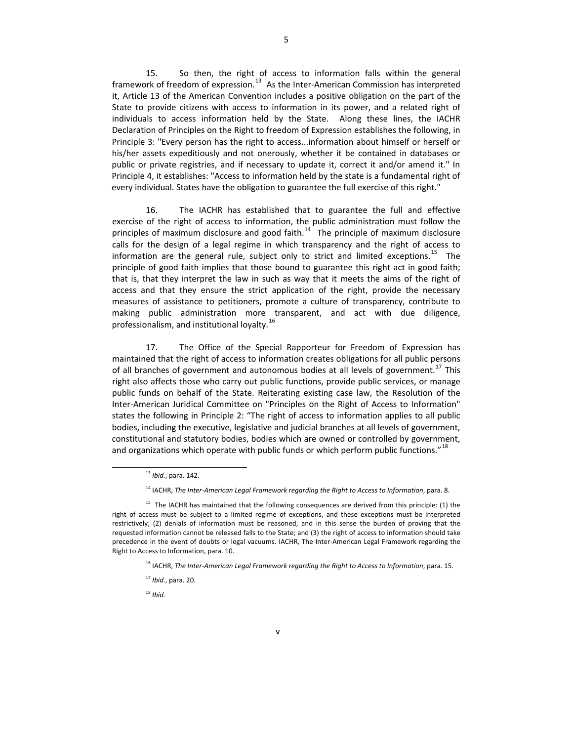15. So then, the right of access to information falls within the general framework of freedom of expression.[13] As the Inter-American Commission has interpreted it, Article 13 of the American Convention includes a positive obligation on the part of the State to provide citizens with access to information in its power, and a related right of individuals to access information held by the State. Along these lines, the IACHR Declaration of Principles on the Right to freedom of Expression establishes the following, in Principle 3: "Every person has the right to access...information about himself or herself or his/her assets expeditiously and not onerously, whether it be contained in databases or public or private registries, and if necessary to update it, correct it and/or amend it." In Principle 4, it establishes: "Access to information held by the state is a fundamental right of every individual. States have the obligation to guarantee the full exercise of this right."

16. The IACHR has established that to guarantee the full and effective exercise of the right of access to information, the public administration must follow the principles of maximum disclosure and good faith.[14] The principle of maximum disclosure calls for the design of a legal regime in which transparency and the right of access to information are the general rule, subject only to strict and limited exceptions.[15] The principle of good faith implies that those bound to guarantee this right act in good faith; that is, that they interpret the law in such as way that it meets the aims of the right of access and that they ensure the strict application of the right, provide the necessary measures of assistance to petitioners, promote a culture of transparency, contribute to making public administration more transparent, and act with due diligence, professionalism, and institutional loyalty.[16]

17. The Office of the Special Rapporteur for Freedom of Expression has maintained that the right of access to information creates obligations for all public persons of all branches of government and autonomous bodies at all levels of government.[17] This right also affects those who carry out public functions, provide public services, or manage public funds on behalf of the State. Reiterating existing case law, the Resolution of the Inter-American Juridical Committee on "Principles on the Right of Access to Information" states the following in Principle 2: "The right of access to information applies to all public bodies, including the executive, legislative and judicial branches at all levels of government, constitutional and statutory bodies, bodies which are owned or controlled by government, and organizations which operate with public funds or which perform public functions."[18]

---

[13] *Ibid.*, para. 142.

[14] IACHR, *The Inter-American Legal Framework regarding the Right to Access to Information*, para. 8.

[15] The IACHR has maintained that the following consequences are derived from this principle: (1) the right of access must be subject to a limited regime of exceptions, and these exceptions must be interpreted restrictively; (2) denials of information must be reasoned, and in this sense the burden of proving that the requested information cannot be released falls to the State; and (3) the right of access to information should take precedence in the event of doubts or legal vacuums. IACHR, The Inter-American Legal Framework regarding the Right to Access to Information, para. 10.

[16] IACHR, *The Inter-American Legal Framework regarding the Right to Access to Information*, para. 15.

[17] *Ibid.*, para. 20.

[18] *Ibid.*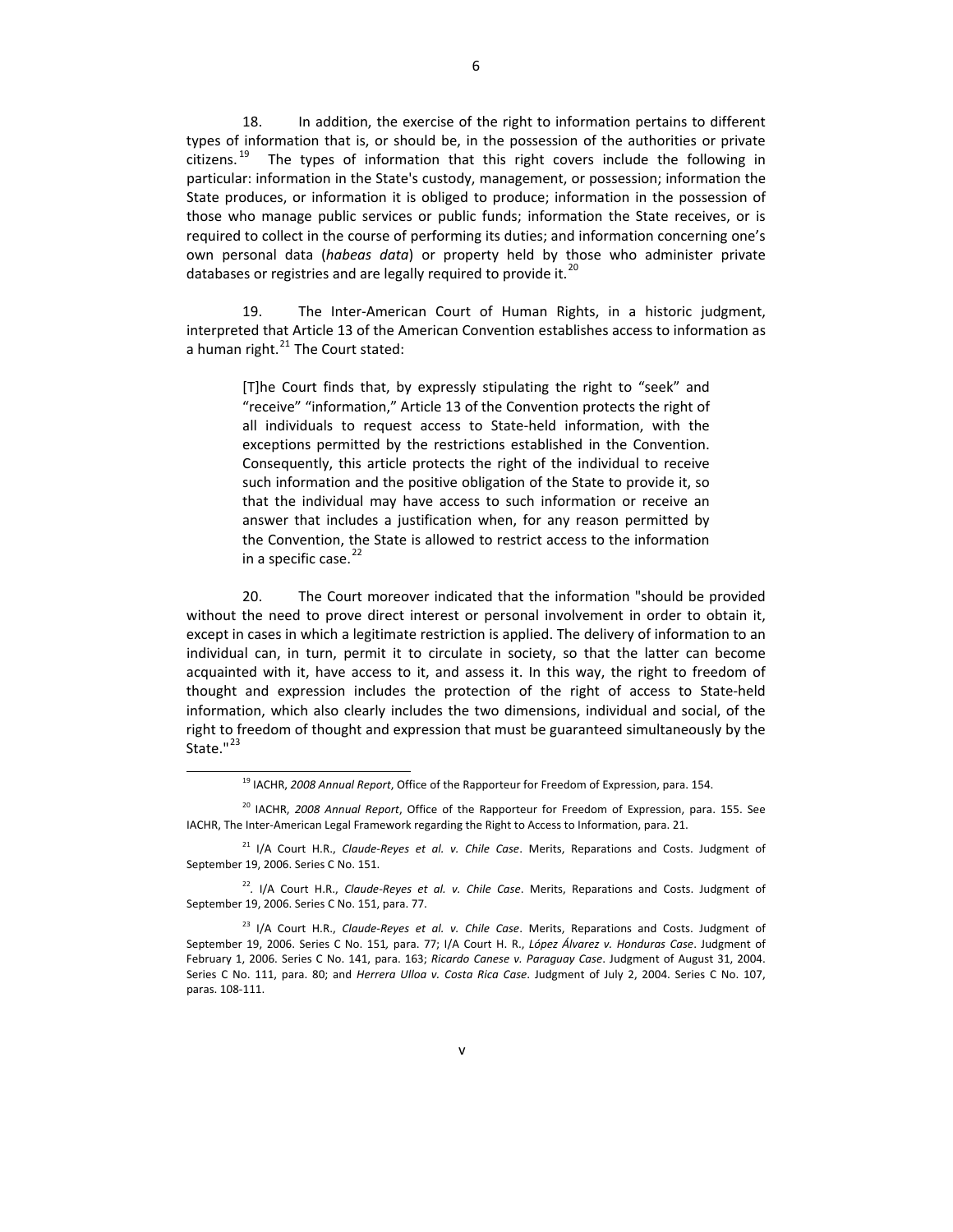18. In addition, the exercise of the right to information pertains to different types of information that is, or should be, in the possession of the authorities or private citizens.[19] The types of information that this right covers include the following in particular: information in the State's custody, management, or possession; information the State produces, or information it is obliged to produce; information in the possession of those who manage public services or public funds; information the State receives, or is required to collect in the course of performing its duties; and information concerning one's own personal data (*habeas data*) or property held by those who administer private databases or registries and are legally required to provide it.[20]

19. The Inter-American Court of Human Rights, in a historic judgment, interpreted that Article 13 of the American Convention establishes access to information as a human right.[21] The Court stated:

> [T]he Court finds that, by expressly stipulating the right to "seek" and "receive" "information," Article 13 of the Convention protects the right of all individuals to request access to State-held information, with the exceptions permitted by the restrictions established in the Convention. Consequently, this article protects the right of the individual to receive such information and the positive obligation of the State to provide it, so that the individual may have access to such information or receive an answer that includes a justification when, for any reason permitted by the Convention, the State is allowed to restrict access to the information in a specific case.[22]

20. The Court moreover indicated that the information "should be provided without the need to prove direct interest or personal involvement in order to obtain it, except in cases in which a legitimate restriction is applied. The delivery of information to an individual can, in turn, permit it to circulate in society, so that the latter can become acquainted with it, have access to it, and assess it. In this way, the right to freedom of thought and expression includes the protection of the right of access to State-held information, which also clearly includes the two dimensions, individual and social, of the right to freedom of thought and expression that must be guaranteed simultaneously by the State."[23]

---

[19] IACHR, *2008 Annual Report*, Office of the Rapporteur for Freedom of Expression, para. 154.

[20] IACHR, *2008 Annual Report*, Office of the Rapporteur for Freedom of Expression, para. 155. See IACHR, The Inter-American Legal Framework regarding the Right to Access to Information, para. 21.

[21] I/A Court H.R., *Claude-Reyes et al. v. Chile Case*. Merits, Reparations and Costs. Judgment of September 19, 2006. Series C No. 151.

[22]. I/A Court H.R., *Claude-Reyes et al. v. Chile Case*. Merits, Reparations and Costs. Judgment of September 19, 2006. Series C No. 151, para. 77.

[23] I/A Court H.R., *Claude-Reyes et al. v. Chile Case*. Merits, Reparations and Costs. Judgment of September 19, 2006. Series C No. 151, para. 77; I/A Court H. R., *López Álvarez v. Honduras Case*. Judgment of February 1, 2006. Series C No. 141, para. 163; *Ricardo Canese v. Paraguay Case*. Judgment of August 31, 2004. Series C No. 111, para. 80; and *Herrera Ulloa v. Costa Rica Case*. Judgment of July 2, 2004. Series C No. 107, paras. 108-111.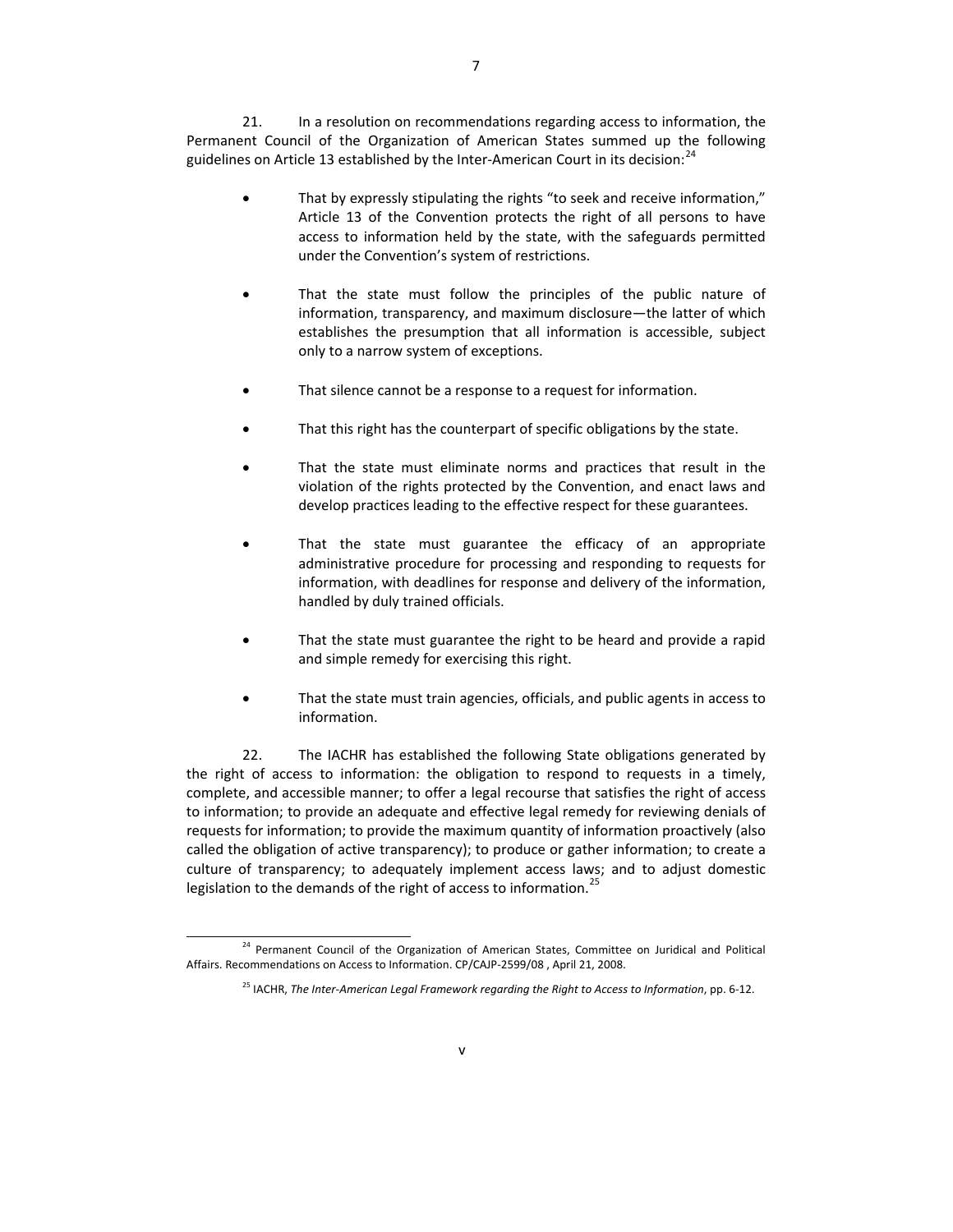21. In a resolution on recommendations regarding access to information, the Permanent Council of the Organization of American States summed up the following guidelines on Article 13 established by the Inter-American Court in its decision:[24]

- That by expressly stipulating the rights "to seek and receive information," Article 13 of the Convention protects the right of all persons to have access to information held by the state, with the safeguards permitted under the Convention's system of restrictions.

- That the state must follow the principles of the public nature of information, transparency, and maximum disclosure—the latter of which establishes the presumption that all information is accessible, subject only to a narrow system of exceptions.

- That silence cannot be a response to a request for information.

- That this right has the counterpart of specific obligations by the state.

- That the state must eliminate norms and practices that result in the violation of the rights protected by the Convention, and enact laws and develop practices leading to the effective respect for these guarantees.

- That the state must guarantee the efficacy of an appropriate administrative procedure for processing and responding to requests for information, with deadlines for response and delivery of the information, handled by duly trained officials.

- That the state must guarantee the right to be heard and provide a rapid and simple remedy for exercising this right.

- That the state must train agencies, officials, and public agents in access to information.

22. The IACHR has established the following State obligations generated by the right of access to information: the obligation to respond to requests in a timely, complete, and accessible manner; to offer a legal recourse that satisfies the right of access to information; to provide an adequate and effective legal remedy for reviewing denials of requests for information; to provide the maximum quantity of information proactively (also called the obligation of active transparency); to produce or gather information; to create a culture of transparency; to adequately implement access laws; and to adjust domestic legislation to the demands of the right of access to information.[25]

---

[24] Permanent Council of the Organization of American States, Committee on Juridical and Political Affairs. Recommendations on Access to Information. CP/CAJP-2599/08 , April 21, 2008.

[25] IACHR, *The Inter-American Legal Framework regarding the Right to Access to Information*, pp. 6-12.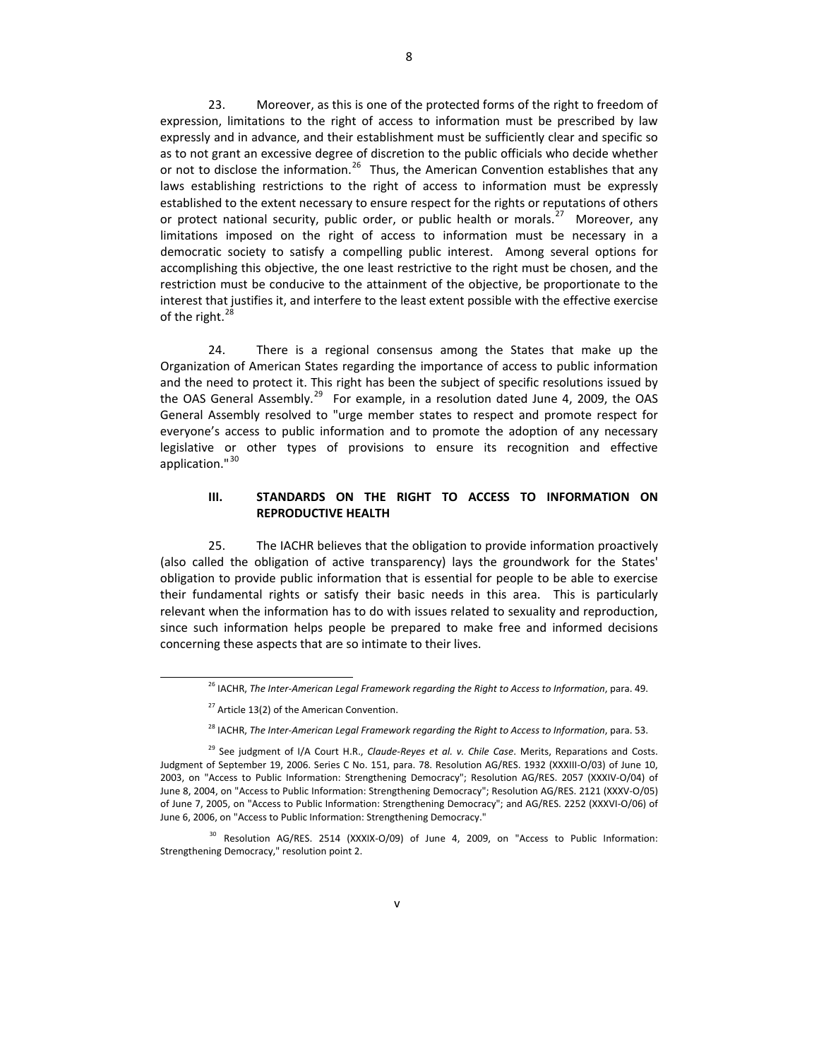23. Moreover, as this is one of the protected forms of the right to freedom of expression, limitations to the right of access to information must be prescribed by law expressly and in advance, and their establishment must be sufficiently clear and specific so as to not grant an excessive degree of discretion to the public officials who decide whether or not to disclose the information.[26] Thus, the American Convention establishes that any laws establishing restrictions to the right of access to information must be expressly established to the extent necessary to ensure respect for the rights or reputations of others or protect national security, public order, or public health or morals.[27] Moreover, any limitations imposed on the right of access to information must be necessary in a democratic society to satisfy a compelling public interest. Among several options for accomplishing this objective, the one least restrictive to the right must be chosen, and the restriction must be conducive to the attainment of the objective, be proportionate to the interest that justifies it, and interfere to the least extent possible with the effective exercise of the right.[28]

24. There is a regional consensus among the States that make up the Organization of American States regarding the importance of access to public information and the need to protect it. This right has been the subject of specific resolutions issued by the OAS General Assembly.[29] For example, in a resolution dated June 4, 2009, the OAS General Assembly resolved to "urge member states to respect and promote respect for everyone's access to public information and to promote the adoption of any necessary legislative or other types of provisions to ensure its recognition and effective application."[30]

## III. STANDARDS ON THE RIGHT TO ACCESS TO INFORMATION ON REPRODUCTIVE HEALTH

25. The IACHR believes that the obligation to provide information proactively (also called the obligation of active transparency) lays the groundwork for the States' obligation to provide public information that is essential for people to be able to exercise their fundamental rights or satisfy their basic needs in this area. This is particularly relevant when the information has to do with issues related to sexuality and reproduction, since such information helps people be prepared to make free and informed decisions concerning these aspects that are so intimate to their lives.

---

[26] IACHR, *The Inter-American Legal Framework regarding the Right to Access to Information*, para. 49.

[27] Article 13(2) of the American Convention.

[28] IACHR, *The Inter-American Legal Framework regarding the Right to Access to Information*, para. 53.

[29] See judgment of I/A Court H.R., *Claude-Reyes et al. v. Chile Case*. Merits, Reparations and Costs. Judgment of September 19, 2006. Series C No. 151, para. 78. Resolution AG/RES. 1932 (XXXIII-O/03) of June 10, 2003, on "Access to Public Information: Strengthening Democracy"; Resolution AG/RES. 2057 (XXXIV-O/04) of June 8, 2004, on "Access to Public Information: Strengthening Democracy"; Resolution AG/RES. 2121 (XXXV-O/05) of June 7, 2005, on "Access to Public Information: Strengthening Democracy"; and AG/RES. 2252 (XXXVI-O/06) of June 6, 2006, on "Access to Public Information: Strengthening Democracy."

[30] Resolution AG/RES. 2514 (XXXIX-O/09) of June 4, 2009, on "Access to Public Information: Strengthening Democracy," resolution point 2.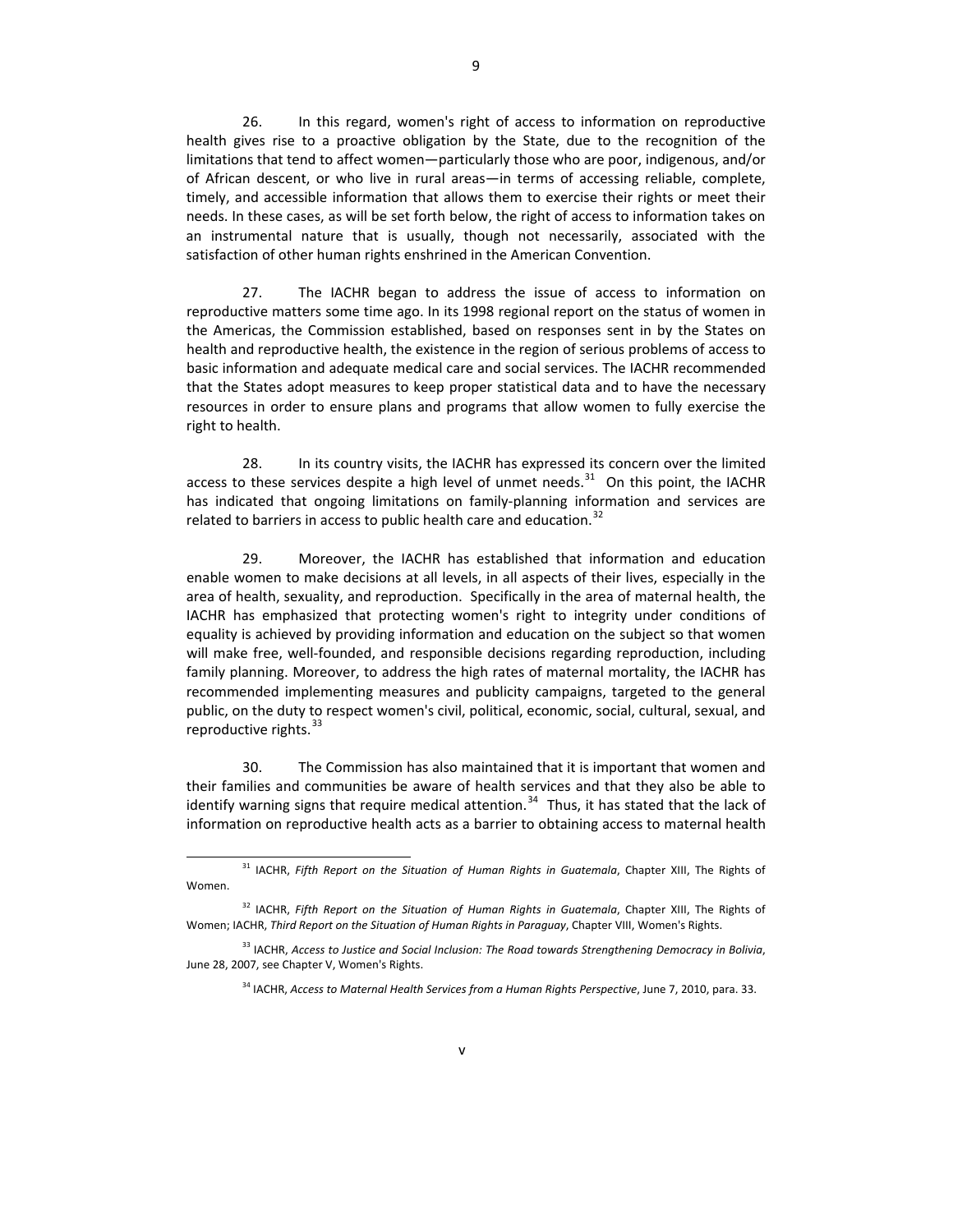26. In this regard, women's right of access to information on reproductive health gives rise to a proactive obligation by the State, due to the recognition of the limitations that tend to affect women—particularly those who are poor, indigenous, and/or of African descent, or who live in rural areas—in terms of accessing reliable, complete, timely, and accessible information that allows them to exercise their rights or meet their needs. In these cases, as will be set forth below, the right of access to information takes on an instrumental nature that is usually, though not necessarily, associated with the satisfaction of other human rights enshrined in the American Convention.

27. The IACHR began to address the issue of access to information on reproductive matters some time ago. In its 1998 regional report on the status of women in the Americas, the Commission established, based on responses sent in by the States on health and reproductive health, the existence in the region of serious problems of access to basic information and adequate medical care and social services. The IACHR recommended that the States adopt measures to keep proper statistical data and to have the necessary resources in order to ensure plans and programs that allow women to fully exercise the right to health.

28. In its country visits, the IACHR has expressed its concern over the limited access to these services despite a high level of unmet needs.[31] On this point, the IACHR has indicated that ongoing limitations on family-planning information and services are related to barriers in access to public health care and education.[32]

29. Moreover, the IACHR has established that information and education enable women to make decisions at all levels, in all aspects of their lives, especially in the area of health, sexuality, and reproduction. Specifically in the area of maternal health, the IACHR has emphasized that protecting women's right to integrity under conditions of equality is achieved by providing information and education on the subject so that women will make free, well-founded, and responsible decisions regarding reproduction, including family planning. Moreover, to address the high rates of maternal mortality, the IACHR has recommended implementing measures and publicity campaigns, targeted to the general public, on the duty to respect women's civil, political, economic, social, cultural, sexual, and reproductive rights.[33]

30. The Commission has also maintained that it is important that women and their families and communities be aware of health services and that they also be able to identify warning signs that require medical attention.[34] Thus, it has stated that the lack of information on reproductive health acts as a barrier to obtaining access to maternal health

---

[31] IACHR, *Fifth Report on the Situation of Human Rights in Guatemala*, Chapter XIII, The Rights of Women.

[32] IACHR, *Fifth Report on the Situation of Human Rights in Guatemala*, Chapter XIII, The Rights of Women; IACHR, *Third Report on the Situation of Human Rights in Paraguay*, Chapter VIII, Women's Rights.

[33] IACHR, *Access to Justice and Social Inclusion: The Road towards Strengthening Democracy in Bolivia*, June 28, 2007, see Chapter V, Women's Rights.

[34] IACHR, *Access to Maternal Health Services from a Human Rights Perspective*, June 7, 2010, para. 33.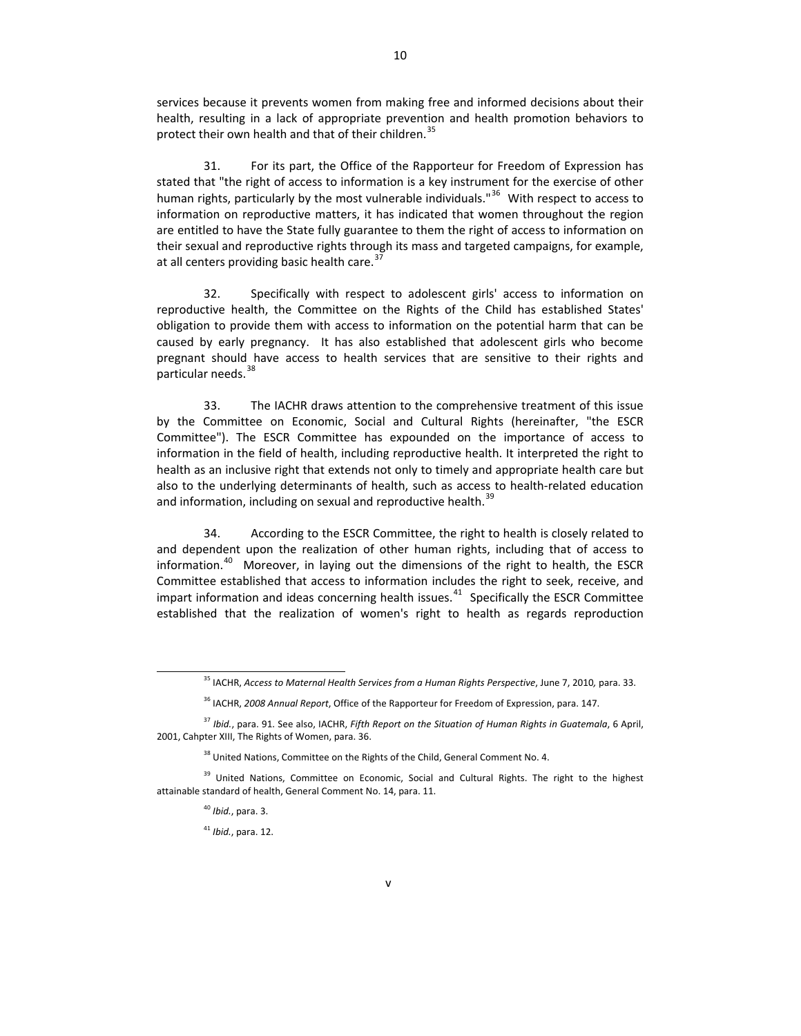services because it prevents women from making free and informed decisions about their health, resulting in a lack of appropriate prevention and health promotion behaviors to protect their own health and that of their children.[35]

31. For its part, the Office of the Rapporteur for Freedom of Expression has stated that "the right of access to information is a key instrument for the exercise of other human rights, particularly by the most vulnerable individuals."[36] With respect to access to information on reproductive matters, it has indicated that women throughout the region are entitled to have the State fully guarantee to them the right of access to information on their sexual and reproductive rights through its mass and targeted campaigns, for example, at all centers providing basic health care.[37]

32. Specifically with respect to adolescent girls' access to information on reproductive health, the Committee on the Rights of the Child has established States' obligation to provide them with access to information on the potential harm that can be caused by early pregnancy. It has also established that adolescent girls who become pregnant should have access to health services that are sensitive to their rights and particular needs.[38]

33. The IACHR draws attention to the comprehensive treatment of this issue by the Committee on Economic, Social and Cultural Rights (hereinafter, "the ESCR Committee"). The ESCR Committee has expounded on the importance of access to information in the field of health, including reproductive health. It interpreted the right to health as an inclusive right that extends not only to timely and appropriate health care but also to the underlying determinants of health, such as access to health-related education and information, including on sexual and reproductive health.[39]

34. According to the ESCR Committee, the right to health is closely related to and dependent upon the realization of other human rights, including that of access to information.[40] Moreover, in laying out the dimensions of the right to health, the ESCR Committee established that access to information includes the right to seek, receive, and impart information and ideas concerning health issues.[41] Specifically the ESCR Committee established that the realization of women's right to health as regards reproduction

---

[35] IACHR, *Access to Maternal Health Services from a Human Rights Perspective*, June 7, 2010, para. 33.

[36] IACHR, *2008 Annual Report*, Office of the Rapporteur for Freedom of Expression, para. 147.

[37] *Ibid.*, para. 91. See also, IACHR, *Fifth Report on the Situation of Human Rights in Guatemala*, 6 April, 2001, Cahpter XIII, The Rights of Women, para. 36.

[38] United Nations, Committee on the Rights of the Child, General Comment No. 4.

[39] United Nations, Committee on Economic, Social and Cultural Rights. The right to the highest attainable standard of health, General Comment No. 14, para. 11.

[40] *Ibid.*, para. 3.

[41] *Ibid.*, para. 12.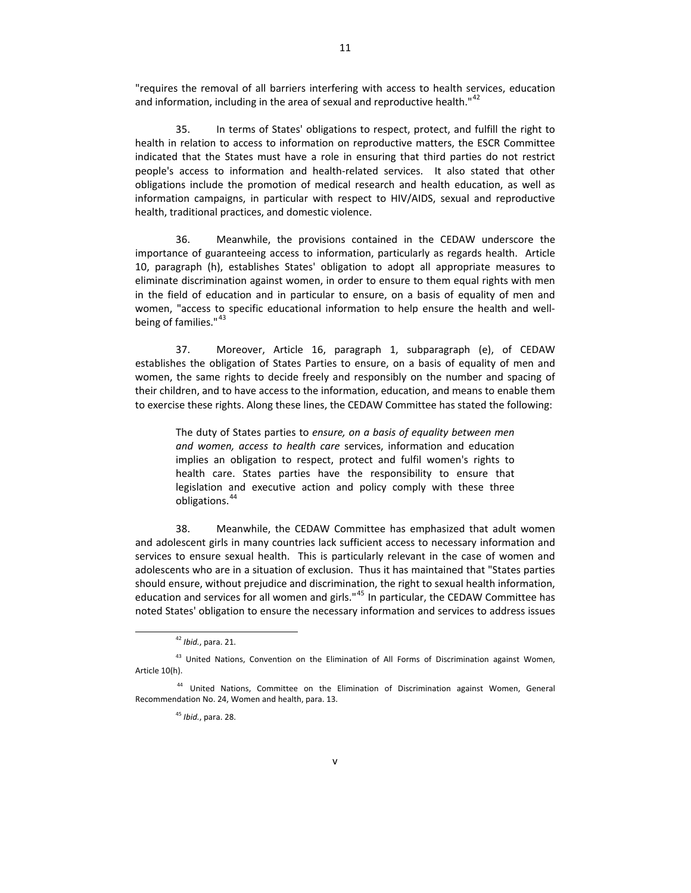"requires the removal of all barriers interfering with access to health services, education and information, including in the area of sexual and reproductive health."[42]

35. In terms of States' obligations to respect, protect, and fulfill the right to health in relation to access to information on reproductive matters, the ESCR Committee indicated that the States must have a role in ensuring that third parties do not restrict people's access to information and health-related services. It also stated that other obligations include the promotion of medical research and health education, as well as information campaigns, in particular with respect to HIV/AIDS, sexual and reproductive health, traditional practices, and domestic violence.

36. Meanwhile, the provisions contained in the CEDAW underscore the importance of guaranteeing access to information, particularly as regards health. Article 10, paragraph (h), establishes States' obligation to adopt all appropriate measures to eliminate discrimination against women, in order to ensure to them equal rights with men in the field of education and in particular to ensure, on a basis of equality of men and women, "access to specific educational information to help ensure the health and well-being of families."[43]

37. Moreover, Article 16, paragraph 1, subparagraph (e), of CEDAW establishes the obligation of States Parties to ensure, on a basis of equality of men and women, the same rights to decide freely and responsibly on the number and spacing of their children, and to have access to the information, education, and means to enable them to exercise these rights. Along these lines, the CEDAW Committee has stated the following:

> The duty of States parties to *ensure, on a basis of equality between men and women, access to health care* services, information and education implies an obligation to respect, protect and fulfil women's rights to health care. States parties have the responsibility to ensure that legislation and executive action and policy comply with these three obligations.[44]

38. Meanwhile, the CEDAW Committee has emphasized that adult women and adolescent girls in many countries lack sufficient access to necessary information and services to ensure sexual health. This is particularly relevant in the case of women and adolescents who are in a situation of exclusion. Thus it has maintained that "States parties should ensure, without prejudice and discrimination, the right to sexual health information, education and services for all women and girls."[45] In particular, the CEDAW Committee has noted States' obligation to ensure the necessary information and services to address issues

---

[42] *Ibid.*, para. 21.

[43] United Nations, Convention on the Elimination of All Forms of Discrimination against Women, Article 10(h).

[44] United Nations, Committee on the Elimination of Discrimination against Women, General Recommendation No. 24, Women and health, para. 13.

[45] *Ibid.*, para. 28.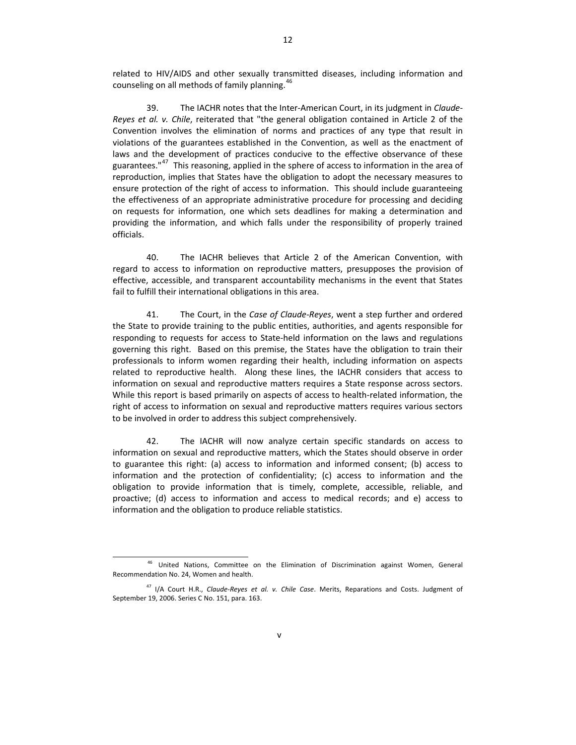related to HIV/AIDS and other sexually transmitted diseases, including information and counseling on all methods of family planning.[46]

39. The IACHR notes that the Inter-American Court, in its judgment in *Claude-Reyes et al. v. Chile*, reiterated that "the general obligation contained in Article 2 of the Convention involves the elimination of norms and practices of any type that result in violations of the guarantees established in the Convention, as well as the enactment of laws and the development of practices conducive to the effective observance of these guarantees."[47] This reasoning, applied in the sphere of access to information in the area of reproduction, implies that States have the obligation to adopt the necessary measures to ensure protection of the right of access to information. This should include guaranteeing the effectiveness of an appropriate administrative procedure for processing and deciding on requests for information, one which sets deadlines for making a determination and providing the information, and which falls under the responsibility of properly trained officials.

40. The IACHR believes that Article 2 of the American Convention, with regard to access to information on reproductive matters, presupposes the provision of effective, accessible, and transparent accountability mechanisms in the event that States fail to fulfill their international obligations in this area.

41. The Court, in the *Case of Claude-Reyes*, went a step further and ordered the State to provide training to the public entities, authorities, and agents responsible for responding to requests for access to State-held information on the laws and regulations governing this right. Based on this premise, the States have the obligation to train their professionals to inform women regarding their health, including information on aspects related to reproductive health. Along these lines, the IACHR considers that access to information on sexual and reproductive matters requires a State response across sectors. While this report is based primarily on aspects of access to health-related information, the right of access to information on sexual and reproductive matters requires various sectors to be involved in order to address this subject comprehensively.

42. The IACHR will now analyze certain specific standards on access to information on sexual and reproductive matters, which the States should observe in order to guarantee this right: (a) access to information and informed consent; (b) access to information and the protection of confidentiality; (c) access to information and the obligation to provide information that is timely, complete, accessible, reliable, and proactive; (d) access to information and access to medical records; and e) access to information and the obligation to produce reliable statistics.

---

[46] United Nations, Committee on the Elimination of Discrimination against Women, General Recommendation No. 24, Women and health.

[47] I/A Court H.R., *Claude-Reyes et al. v. Chile Case*. Merits, Reparations and Costs. Judgment of September 19, 2006. Series C No. 151, para. 163.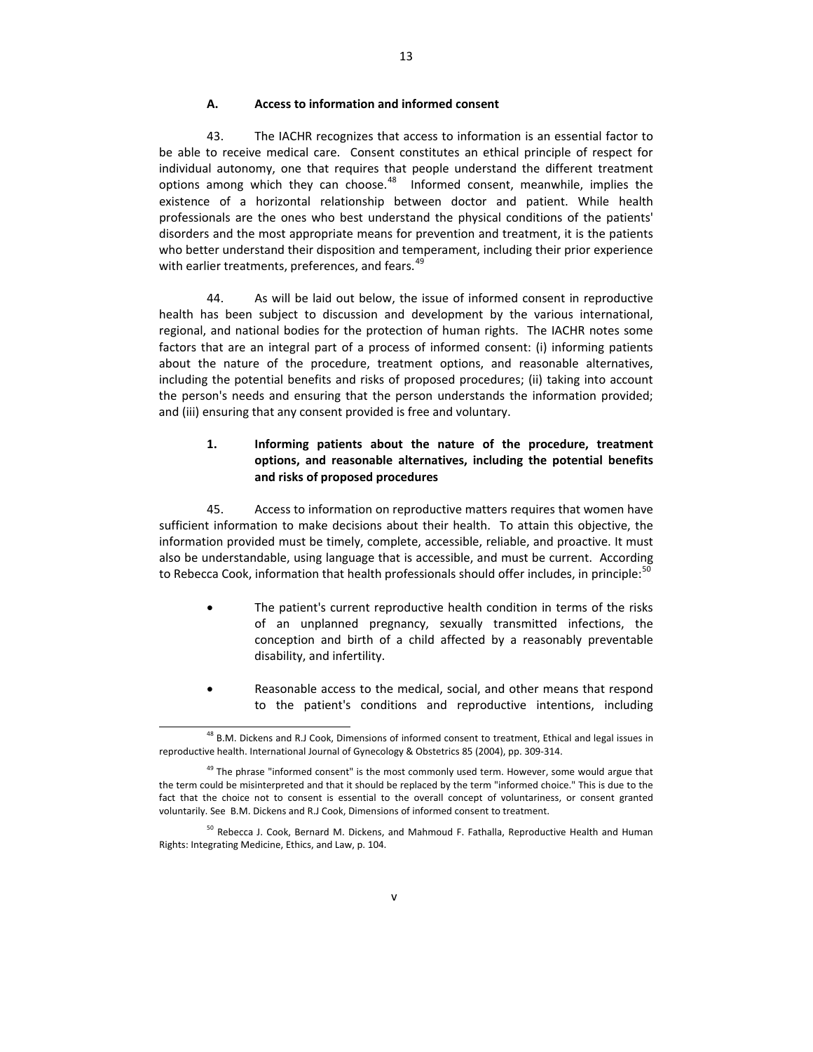### A. Access to information and informed consent

43. The IACHR recognizes that access to information is an essential factor to be able to receive medical care. Consent constitutes an ethical principle of respect for individual autonomy, one that requires that people understand the different treatment options among which they can choose.[48] Informed consent, meanwhile, implies the existence of a horizontal relationship between doctor and patient. While health professionals are the ones who best understand the physical conditions of the patients' disorders and the most appropriate means for prevention and treatment, it is the patients who better understand their disposition and temperament, including their prior experience with earlier treatments, preferences, and fears.[49]

44. As will be laid out below, the issue of informed consent in reproductive health has been subject to discussion and development by the various international, regional, and national bodies for the protection of human rights. The IACHR notes some factors that are an integral part of a process of informed consent: (i) informing patients about the nature of the procedure, treatment options, and reasonable alternatives, including the potential benefits and risks of proposed procedures; (ii) taking into account the person's needs and ensuring that the person understands the information provided; and (iii) ensuring that any consent provided is free and voluntary.

#### 1. Informing patients about the nature of the procedure, treatment options, and reasonable alternatives, including the potential benefits and risks of proposed procedures

45. Access to information on reproductive matters requires that women have sufficient information to make decisions about their health. To attain this objective, the information provided must be timely, complete, accessible, reliable, and proactive. It must also be understandable, using language that is accessible, and must be current. According to Rebecca Cook, information that health professionals should offer includes, in principle:[50]

- The patient's current reproductive health condition in terms of the risks of an unplanned pregnancy, sexually transmitted infections, the conception and birth of a child affected by a reasonably preventable disability, and infertility.

- Reasonable access to the medical, social, and other means that respond to the patient's conditions and reproductive intentions, including

---

[48] B.M. Dickens and R.J Cook, Dimensions of informed consent to treatment, Ethical and legal issues in reproductive health. International Journal of Gynecology & Obstetrics 85 (2004), pp. 309-314.

[49] The phrase "informed consent" is the most commonly used term. However, some would argue that the term could be misinterpreted and that it should be replaced by the term "informed choice." This is due to the fact that the choice not to consent is essential to the overall concept of voluntariness, or consent granted voluntarily. See B.M. Dickens and R.J Cook, Dimensions of informed consent to treatment.

[50] Rebecca J. Cook, Bernard M. Dickens, and Mahmoud F. Fathalla, Reproductive Health and Human Rights: Integrating Medicine, Ethics, and Law, p. 104.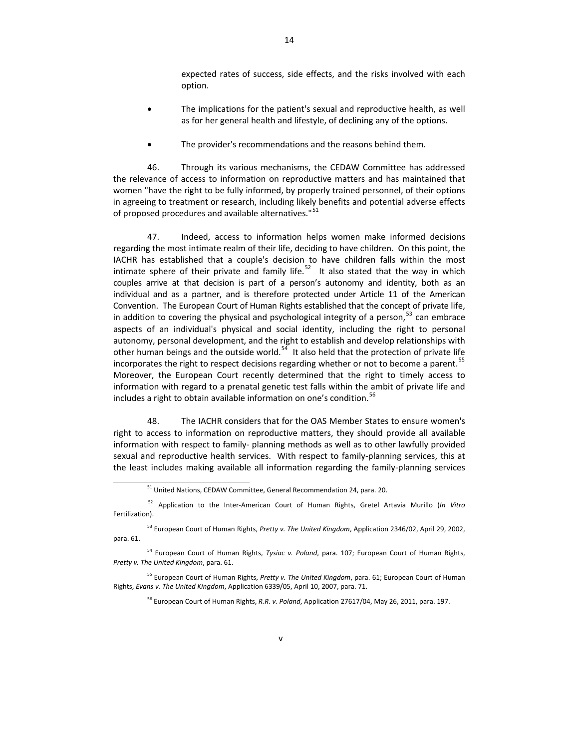expected rates of success, side effects, and the risks involved with each option.

- The implications for the patient's sexual and reproductive health, as well as for her general health and lifestyle, of declining any of the options.

- The provider's recommendations and the reasons behind them.

46. Through its various mechanisms, the CEDAW Committee has addressed the relevance of access to information on reproductive matters and has maintained that women "have the right to be fully informed, by properly trained personnel, of their options in agreeing to treatment or research, including likely benefits and potential adverse effects of proposed procedures and available alternatives."[51]

47. Indeed, access to information helps women make informed decisions regarding the most intimate realm of their life, deciding to have children. On this point, the IACHR has established that a couple's decision to have children falls within the most intimate sphere of their private and family life.[52] It also stated that the way in which couples arrive at that decision is part of a person's autonomy and identity, both as an individual and as a partner, and is therefore protected under Article 11 of the American Convention. The European Court of Human Rights established that the concept of private life, in addition to covering the physical and psychological integrity of a person,[53] can embrace aspects of an individual's physical and social identity, including the right to personal autonomy, personal development, and the right to establish and develop relationships with other human beings and the outside world.[54] It also held that the protection of private life incorporates the right to respect decisions regarding whether or not to become a parent.[55] Moreover, the European Court recently determined that the right to timely access to information with regard to a prenatal genetic test falls within the ambit of private life and includes a right to obtain available information on one's condition.[56]

48. The IACHR considers that for the OAS Member States to ensure women's right to access to information on reproductive matters, they should provide all available information with respect to family- planning methods as well as to other lawfully provided sexual and reproductive health services. With respect to family-planning services, this at the least includes making available all information regarding the family-planning services

[51] United Nations, CEDAW Committee, General Recommendation 24, para. 20.

[52] Application to the Inter-American Court of Human Rights, Gretel Artavia Murillo (*In Vitro* Fertilization).

[53] European Court of Human Rights, *Pretty v. The United Kingdom*, Application 2346/02, April 29, 2002, para. 61.

[54] European Court of Human Rights, *Tysiac v. Poland*, para. 107; European Court of Human Rights, *Pretty v. The United Kingdom*, para. 61.

[55] European Court of Human Rights, *Pretty v. The United Kingdom*, para. 61; European Court of Human Rights, *Evans v. The United Kingdom*, Application 6339/05, April 10, 2007, para. 71.

[56] European Court of Human Rights, *R.R. v. Poland*, Application 27617/04, May 26, 2011, para. 197.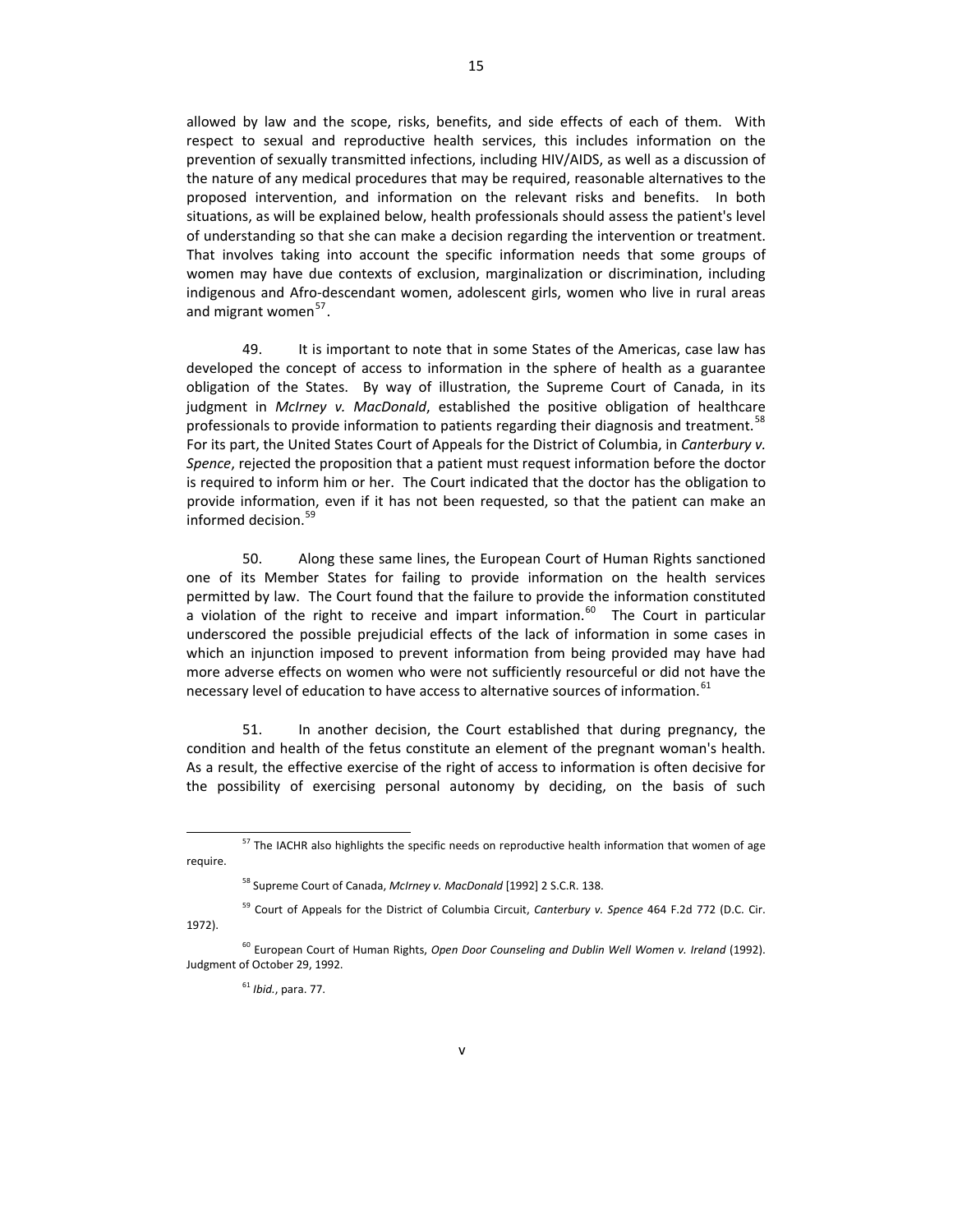allowed by law and the scope, risks, benefits, and side effects of each of them. With respect to sexual and reproductive health services, this includes information on the prevention of sexually transmitted infections, including HIV/AIDS, as well as a discussion of the nature of any medical procedures that may be required, reasonable alternatives to the proposed intervention, and information on the relevant risks and benefits. In both situations, as will be explained below, health professionals should assess the patient's level of understanding so that she can make a decision regarding the intervention or treatment. That involves taking into account the specific information needs that some groups of women may have due contexts of exclusion, marginalization or discrimination, including indigenous and Afro-descendant women, adolescent girls, women who live in rural areas and migrant women[57].

49. It is important to note that in some States of the Americas, case law has developed the concept of access to information in the sphere of health as a guarantee obligation of the States. By way of illustration, the Supreme Court of Canada, in its judgment in *McIrney v. MacDonald*, established the positive obligation of healthcare professionals to provide information to patients regarding their diagnosis and treatment.[58] For its part, the United States Court of Appeals for the District of Columbia, in *Canterbury v. Spence*, rejected the proposition that a patient must request information before the doctor is required to inform him or her. The Court indicated that the doctor has the obligation to provide information, even if it has not been requested, so that the patient can make an informed decision.[59]

50. Along these same lines, the European Court of Human Rights sanctioned one of its Member States for failing to provide information on the health services permitted by law. The Court found that the failure to provide the information constituted a violation of the right to receive and impart information.[60] The Court in particular underscored the possible prejudicial effects of the lack of information in some cases in which an injunction imposed to prevent information from being provided may have had more adverse effects on women who were not sufficiently resourceful or did not have the necessary level of education to have access to alternative sources of information.[61]

51. In another decision, the Court established that during pregnancy, the condition and health of the fetus constitute an element of the pregnant woman's health. As a result, the effective exercise of the right of access to information is often decisive for the possibility of exercising personal autonomy by deciding, on the basis of such

---

[57] The IACHR also highlights the specific needs on reproductive health information that women of age require.

[58] Supreme Court of Canada, *McIrney v. MacDonald* [1992] 2 S.C.R. 138.

[59] Court of Appeals for the District of Columbia Circuit, *Canterbury v. Spence* 464 F.2d 772 (D.C. Cir. 1972).

[60] European Court of Human Rights, *Open Door Counseling and Dublin Well Women v. Ireland* (1992). Judgment of October 29, 1992.

[61] *Ibid.*, para. 77.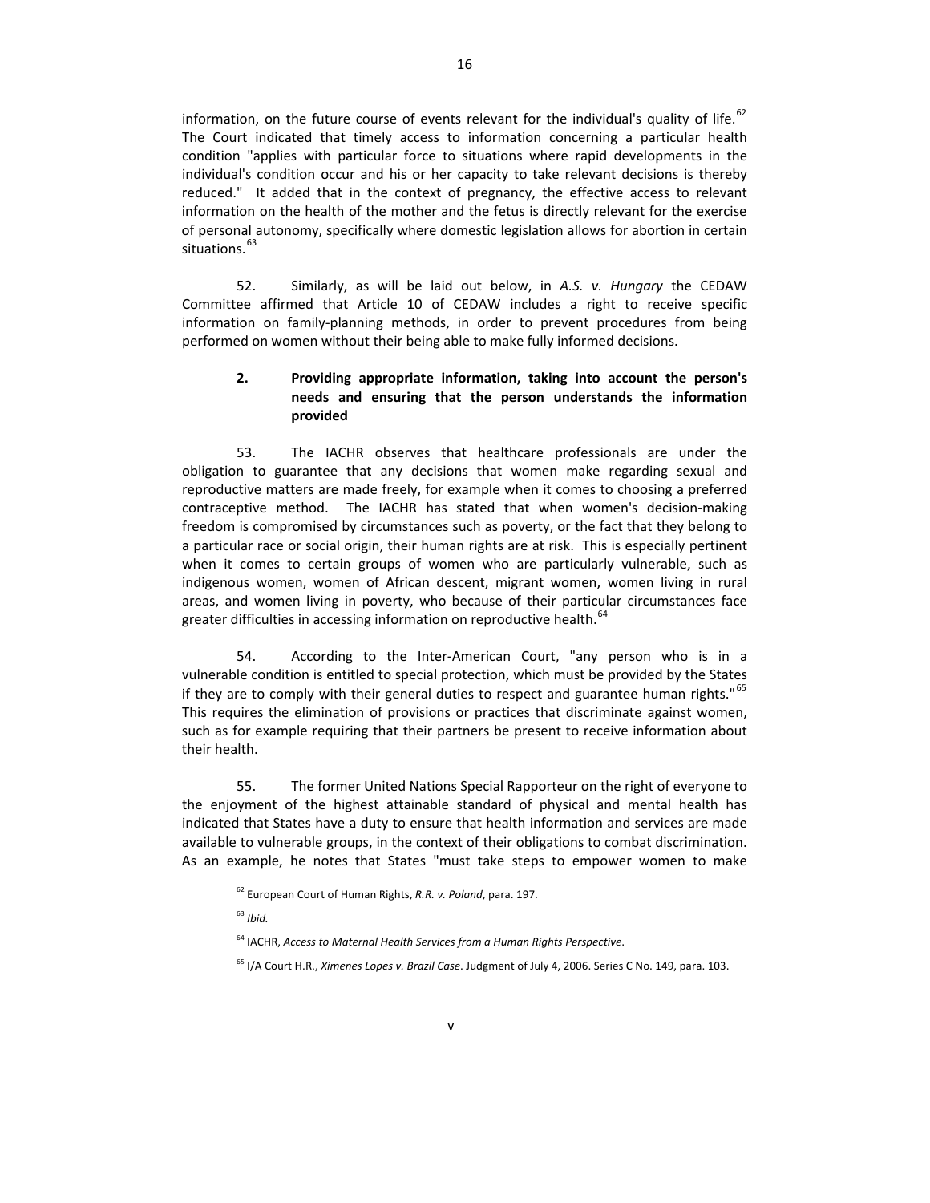information, on the future course of events relevant for the individual's quality of life.[62] The Court indicated that timely access to information concerning a particular health condition "applies with particular force to situations where rapid developments in the individual's condition occur and his or her capacity to take relevant decisions is thereby reduced." It added that in the context of pregnancy, the effective access to relevant information on the health of the mother and the fetus is directly relevant for the exercise of personal autonomy, specifically where domestic legislation allows for abortion in certain situations.[63]

52. Similarly, as will be laid out below, in *A.S. v. Hungary* the CEDAW Committee affirmed that Article 10 of CEDAW includes a right to receive specific information on family-planning methods, in order to prevent procedures from being performed on women without their being able to make fully informed decisions.

### 2. Providing appropriate information, taking into account the person's needs and ensuring that the person understands the information provided

53. The IACHR observes that healthcare professionals are under the obligation to guarantee that any decisions that women make regarding sexual and reproductive matters are made freely, for example when it comes to choosing a preferred contraceptive method. The IACHR has stated that when women's decision-making freedom is compromised by circumstances such as poverty, or the fact that they belong to a particular race or social origin, their human rights are at risk. This is especially pertinent when it comes to certain groups of women who are particularly vulnerable, such as indigenous women, women of African descent, migrant women, women living in rural areas, and women living in poverty, who because of their particular circumstances face greater difficulties in accessing information on reproductive health.[64]

54. According to the Inter-American Court, "any person who is in a vulnerable condition is entitled to special protection, which must be provided by the States if they are to comply with their general duties to respect and guarantee human rights."[65] This requires the elimination of provisions or practices that discriminate against women, such as for example requiring that their partners be present to receive information about their health.

55. The former United Nations Special Rapporteur on the right of everyone to the enjoyment of the highest attainable standard of physical and mental health has indicated that States have a duty to ensure that health information and services are made available to vulnerable groups, in the context of their obligations to combat discrimination. As an example, he notes that States "must take steps to empower women to make

---

[62] European Court of Human Rights, *R.R. v. Poland*, para. 197.

[63] *Ibid.*

[64] IACHR, *Access to Maternal Health Services from a Human Rights Perspective*.

[65] I/A Court H.R., *Ximenes Lopes v. Brazil Case*. Judgment of July 4, 2006. Series C No. 149, para. 103.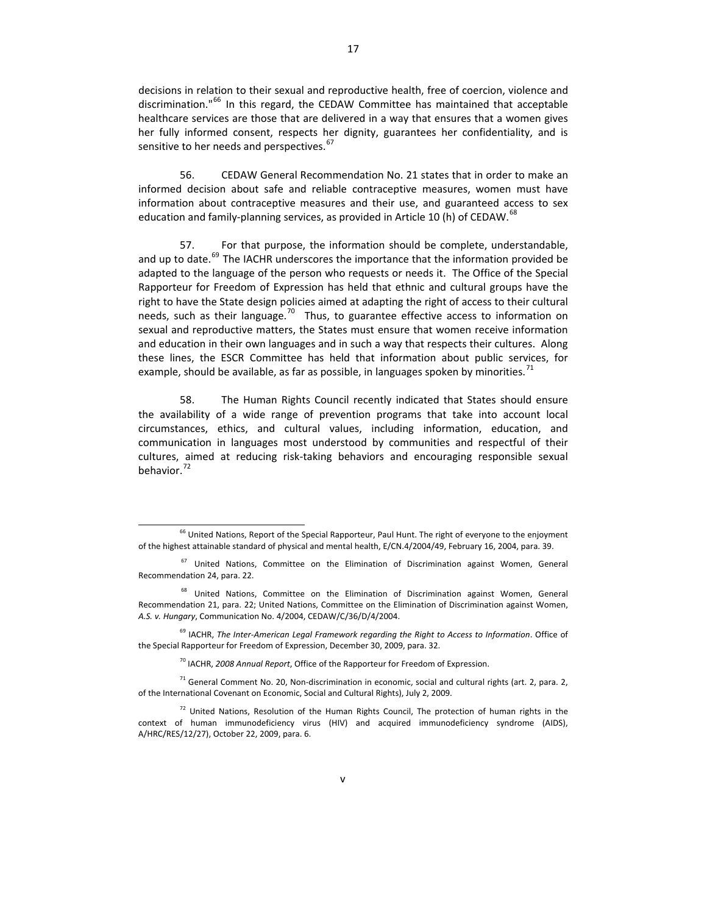decisions in relation to their sexual and reproductive health, free of coercion, violence and discrimination."[66] In this regard, the CEDAW Committee has maintained that acceptable healthcare services are those that are delivered in a way that ensures that a women gives her fully informed consent, respects her dignity, guarantees her confidentiality, and is sensitive to her needs and perspectives.[67]

56. CEDAW General Recommendation No. 21 states that in order to make an informed decision about safe and reliable contraceptive measures, women must have information about contraceptive measures and their use, and guaranteed access to sex education and family-planning services, as provided in Article 10 (h) of CEDAW.[68]

57. For that purpose, the information should be complete, understandable, and up to date.[69] The IACHR underscores the importance that the information provided be adapted to the language of the person who requests or needs it. The Office of the Special Rapporteur for Freedom of Expression has held that ethnic and cultural groups have the right to have the State design policies aimed at adapting the right of access to their cultural needs, such as their language.[70] Thus, to guarantee effective access to information on sexual and reproductive matters, the States must ensure that women receive information and education in their own languages and in such a way that respects their cultures. Along these lines, the ESCR Committee has held that information about public services, for example, should be available, as far as possible, in languages spoken by minorities.[71]

58. The Human Rights Council recently indicated that States should ensure the availability of a wide range of prevention programs that take into account local circumstances, ethics, and cultural values, including information, education, and communication in languages most understood by communities and respectful of their cultures, aimed at reducing risk-taking behaviors and encouraging responsible sexual behavior.[72]

---

[66] United Nations, Report of the Special Rapporteur, Paul Hunt. The right of everyone to the enjoyment of the highest attainable standard of physical and mental health, E/CN.4/2004/49, February 16, 2004, para. 39.

[67] United Nations, Committee on the Elimination of Discrimination against Women, General Recommendation 24, para. 22.

[68] United Nations, Committee on the Elimination of Discrimination against Women, General Recommendation 21, para. 22; United Nations, Committee on the Elimination of Discrimination against Women, *A.S. v. Hungary*, Communication No. 4/2004, CEDAW/C/36/D/4/2004.

[69] IACHR, *The Inter-American Legal Framework regarding the Right to Access to Information*. Office of the Special Rapporteur for Freedom of Expression, December 30, 2009, para. 32.

[70] IACHR, *2008 Annual Report*, Office of the Rapporteur for Freedom of Expression.

[71] General Comment No. 20, Non-discrimination in economic, social and cultural rights (art. 2, para. 2, of the International Covenant on Economic, Social and Cultural Rights), July 2, 2009.

[72] United Nations, Resolution of the Human Rights Council, The protection of human rights in the context of human immunodeficiency virus (HIV) and acquired immunodeficiency syndrome (AIDS), A/HRC/RES/12/27), October 22, 2009, para. 6.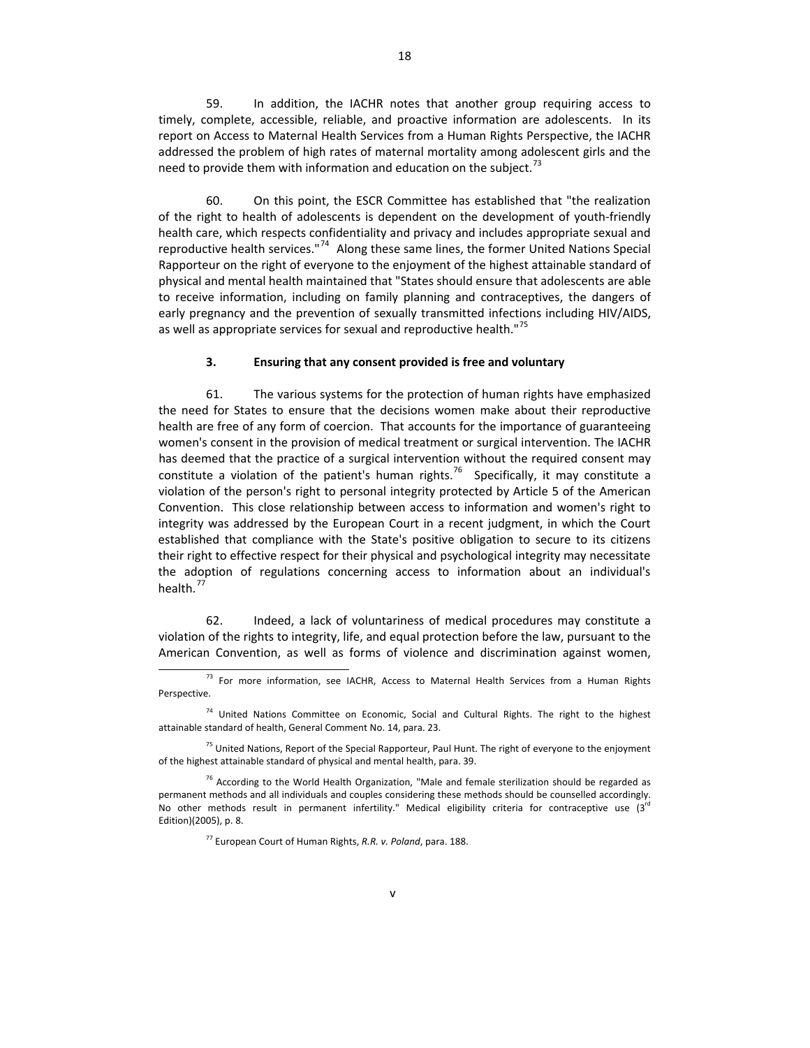59. In addition, the IACHR notes that another group requiring access to timely, complete, accessible, reliable, and proactive information are adolescents. In its report on Access to Maternal Health Services from a Human Rights Perspective, the IACHR addressed the problem of high rates of maternal mortality among adolescent girls and the need to provide them with information and education on the subject.[73]

60. On this point, the ESCR Committee has established that "the realization of the right to health of adolescents is dependent on the development of youth-friendly health care, which respects confidentiality and privacy and includes appropriate sexual and reproductive health services."[74] Along these same lines, the former United Nations Special Rapporteur on the right of everyone to the enjoyment of the highest attainable standard of physical and mental health maintained that "States should ensure that adolescents are able to receive information, including on family planning and contraceptives, the dangers of early pregnancy and the prevention of sexually transmitted infections including HIV/AIDS, as well as appropriate services for sexual and reproductive health."[75]

### 3. Ensuring that any consent provided is free and voluntary

61. The various systems for the protection of human rights have emphasized the need for States to ensure that the decisions women make about their reproductive health are free of any form of coercion. That accounts for the importance of guaranteeing women's consent in the provision of medical treatment or surgical intervention. The IACHR has deemed that the practice of a surgical intervention without the required consent may constitute a violation of the patient's human rights.[76] Specifically, it may constitute a violation of the person's right to personal integrity protected by Article 5 of the American Convention. This close relationship between access to information and women's right to integrity was addressed by the European Court in a recent judgment, in which the Court established that compliance with the State's positive obligation to secure to its citizens their right to effective respect for their physical and psychological integrity may necessitate the adoption of regulations concerning access to information about an individual's health.[77]

62. Indeed, a lack of voluntariness of medical procedures may constitute a violation of the rights to integrity, life, and equal protection before the law, pursuant to the American Convention, as well as forms of violence and discrimination against women,

---

[73] For more information, see IACHR, Access to Maternal Health Services from a Human Rights Perspective.

[74] United Nations Committee on Economic, Social and Cultural Rights. The right to the highest attainable standard of health, General Comment No. 14, para. 23.

[75] United Nations, Report of the Special Rapporteur, Paul Hunt. The right of everyone to the enjoyment of the highest attainable standard of physical and mental health, para. 39.

[76] According to the World Health Organization, "Male and female sterilization should be regarded as permanent methods and all individuals and couples considering these methods should be counselled accordingly. No other methods result in permanent infertility." Medical eligibility criteria for contraceptive use (3rd Edition)(2005), p. 8.

[77] European Court of Human Rights, *R.R. v. Poland*, para. 188.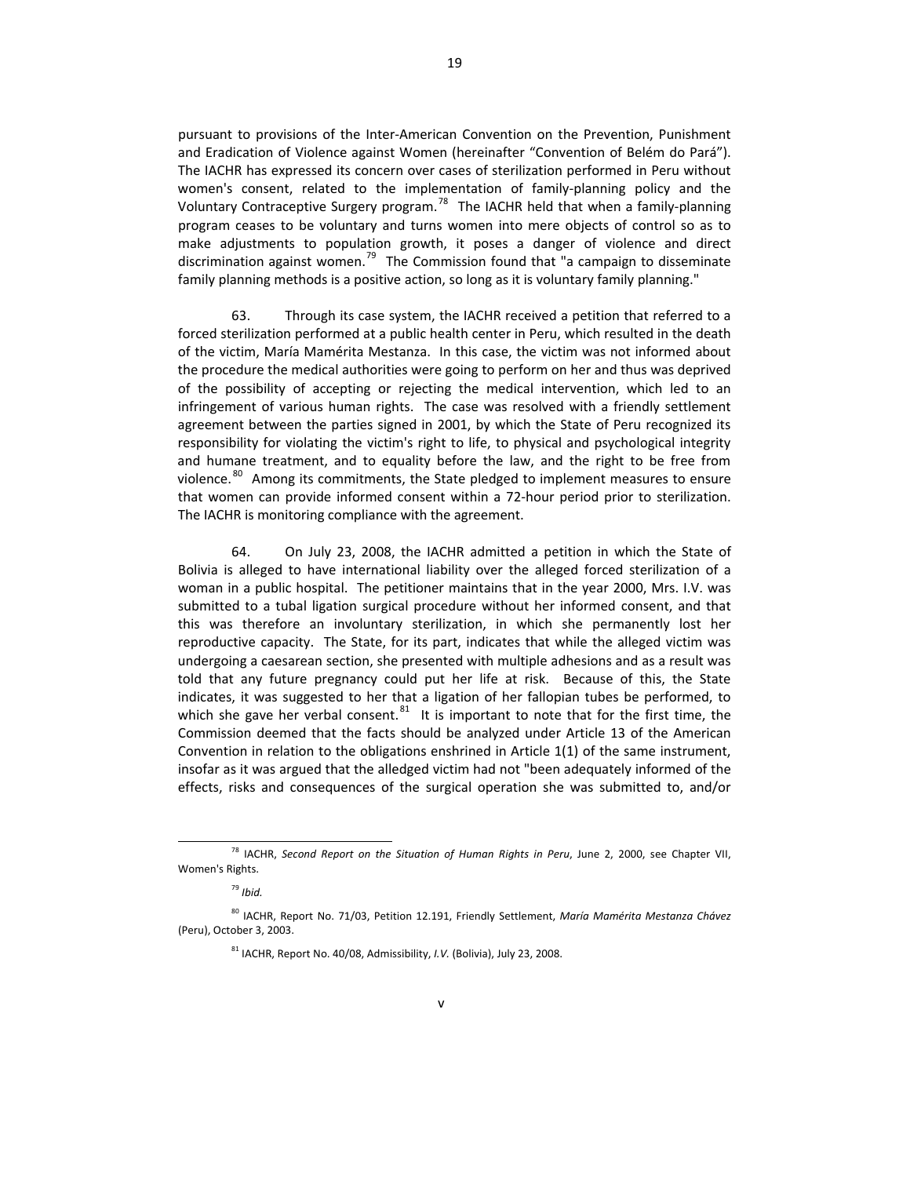pursuant to provisions of the Inter-American Convention on the Prevention, Punishment and Eradication of Violence against Women (hereinafter "Convention of Belém do Pará"). The IACHR has expressed its concern over cases of sterilization performed in Peru without women's consent, related to the implementation of family-planning policy and the Voluntary Contraceptive Surgery program.[78] The IACHR held that when a family-planning program ceases to be voluntary and turns women into mere objects of control so as to make adjustments to population growth, it poses a danger of violence and direct discrimination against women.[79] The Commission found that "a campaign to disseminate family planning methods is a positive action, so long as it is voluntary family planning."

63. Through its case system, the IACHR received a petition that referred to a forced sterilization performed at a public health center in Peru, which resulted in the death of the victim, María Mamérita Mestanza. In this case, the victim was not informed about the procedure the medical authorities were going to perform on her and thus was deprived of the possibility of accepting or rejecting the medical intervention, which led to an infringement of various human rights. The case was resolved with a friendly settlement agreement between the parties signed in 2001, by which the State of Peru recognized its responsibility for violating the victim's right to life, to physical and psychological integrity and humane treatment, and to equality before the law, and the right to be free from violence.[80] Among its commitments, the State pledged to implement measures to ensure that women can provide informed consent within a 72-hour period prior to sterilization. The IACHR is monitoring compliance with the agreement.

64. On July 23, 2008, the IACHR admitted a petition in which the State of Bolivia is alleged to have international liability over the alleged forced sterilization of a woman in a public hospital. The petitioner maintains that in the year 2000, Mrs. I.V. was submitted to a tubal ligation surgical procedure without her informed consent, and that this was therefore an involuntary sterilization, in which she permanently lost her reproductive capacity. The State, for its part, indicates that while the alleged victim was undergoing a caesarean section, she presented with multiple adhesions and as a result was told that any future pregnancy could put her life at risk. Because of this, the State indicates, it was suggested to her that a ligation of her fallopian tubes be performed, to which she gave her verbal consent.[81] It is important to note that for the first time, the Commission deemed that the facts should be analyzed under Article 13 of the American Convention in relation to the obligations enshrined in Article 1(1) of the same instrument, insofar as it was argued that the alledged victim had not "been adequately informed of the effects, risks and consequences of the surgical operation she was submitted to, and/or

---

[78] IACHR, *Second Report on the Situation of Human Rights in Peru*, June 2, 2000, see Chapter VII, Women's Rights.

[79] *Ibid.*

[80] IACHR, Report No. 71/03, Petition 12.191, Friendly Settlement, *María Mamérita Mestanza Chávez* (Peru), October 3, 2003.

[81] IACHR, Report No. 40/08, Admissibility, *I.V.* (Bolivia), July 23, 2008.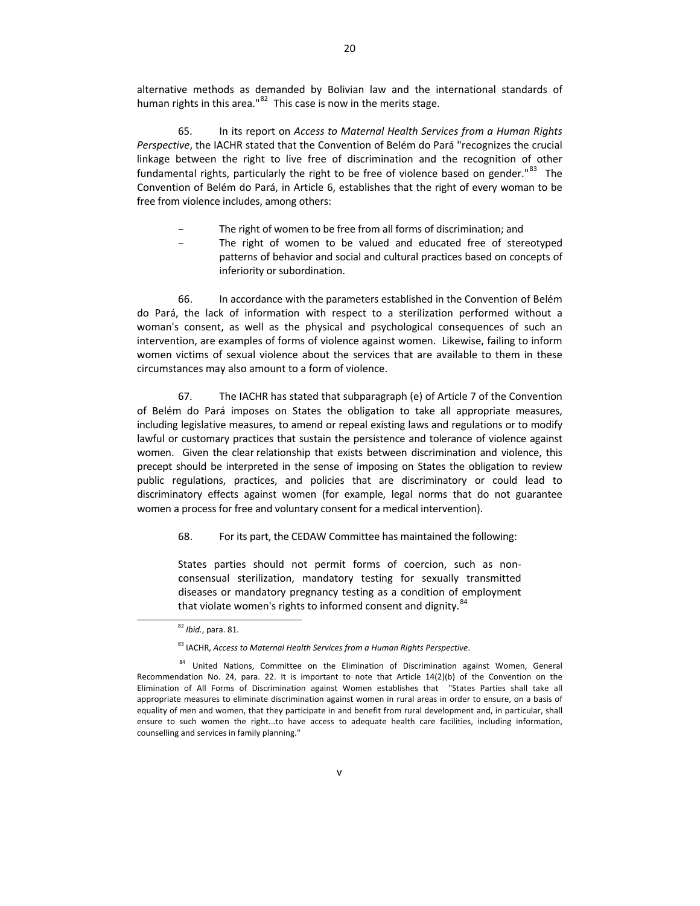alternative methods as demanded by Bolivian law and the international standards of human rights in this area."[82] This case is now in the merits stage.

65. In its report on *Access to Maternal Health Services from a Human Rights Perspective*, the IACHR stated that the Convention of Belém do Pará "recognizes the crucial linkage between the right to live free of discrimination and the recognition of other fundamental rights, particularly the right to be free of violence based on gender."[83] The Convention of Belém do Pará, in Article 6, establishes that the right of every woman to be free from violence includes, among others:

- The right of women to be free from all forms of discrimination; and
- The right of women to be valued and educated free of stereotyped patterns of behavior and social and cultural practices based on concepts of inferiority or subordination.

66. In accordance with the parameters established in the Convention of Belém do Pará, the lack of information with respect to a sterilization performed without a woman's consent, as well as the physical and psychological consequences of such an intervention, are examples of forms of violence against women. Likewise, failing to inform women victims of sexual violence about the services that are available to them in these circumstances may also amount to a form of violence.

67. The IACHR has stated that subparagraph (e) of Article 7 of the Convention of Belém do Pará imposes on States the obligation to take all appropriate measures, including legislative measures, to amend or repeal existing laws and regulations or to modify lawful or customary practices that sustain the persistence and tolerance of violence against women. Given the clear relationship that exists between discrimination and violence, this precept should be interpreted in the sense of imposing on States the obligation to review public regulations, practices, and policies that are discriminatory or could lead to discriminatory effects against women (for example, legal norms that do not guarantee women a process for free and voluntary consent for a medical intervention).

68. For its part, the CEDAW Committee has maintained the following:

> States parties should not permit forms of coercion, such as non-consensual sterilization, mandatory testing for sexually transmitted diseases or mandatory pregnancy testing as a condition of employment that violate women's rights to informed consent and dignity.[84]

---

[82] *Ibid.*, para. 81.

[83] IACHR, *Access to Maternal Health Services from a Human Rights Perspective*.

[84] United Nations, Committee on the Elimination of Discrimination against Women, General Recommendation No. 24, para. 22. It is important to note that Article 14(2)(b) of the Convention on the Elimination of All Forms of Discrimination against Women establishes that "States Parties shall take all appropriate measures to eliminate discrimination against women in rural areas in order to ensure, on a basis of equality of men and women, that they participate in and benefit from rural development and, in particular, shall ensure to such women the right...to have access to adequate health care facilities, including information, counselling and services in family planning."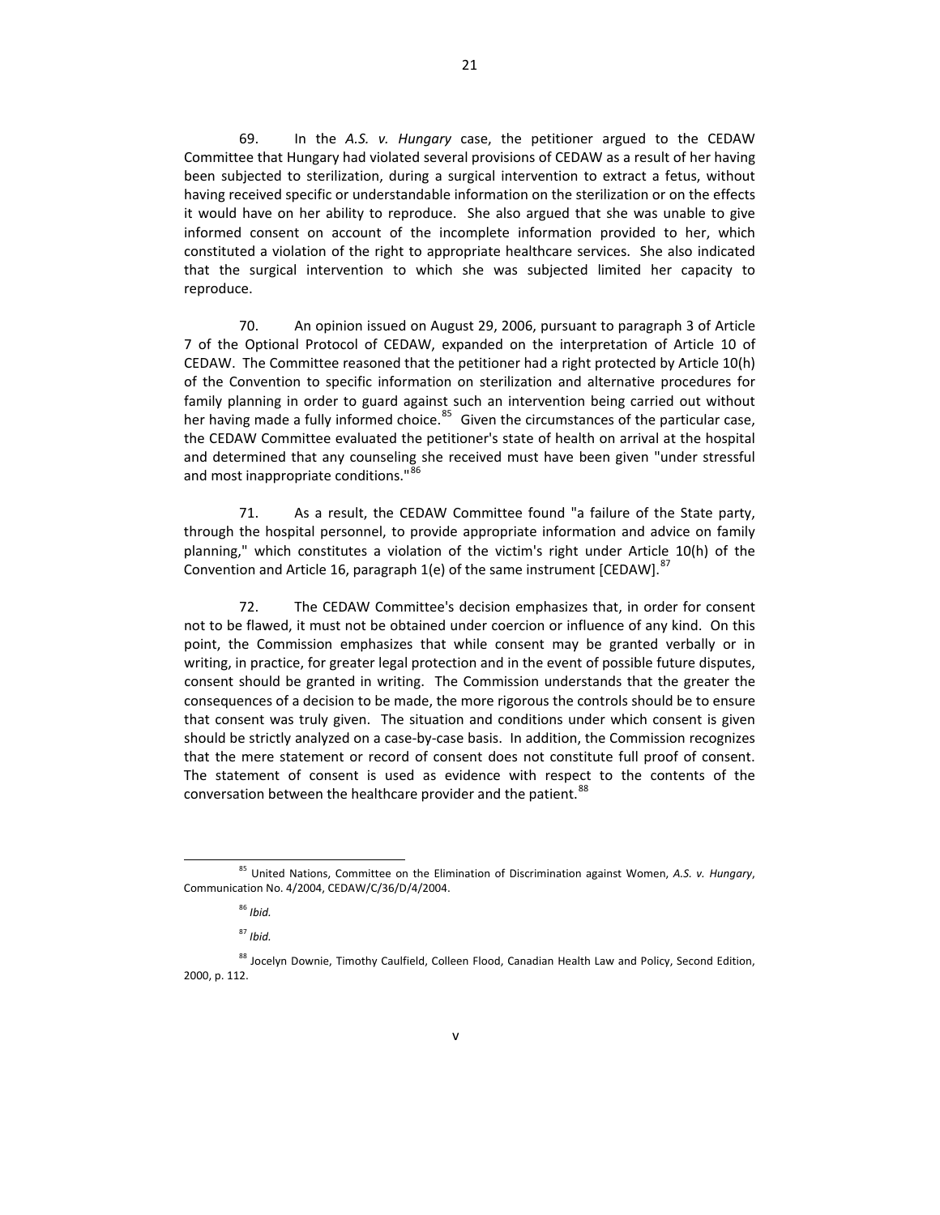69. In the *A.S. v. Hungary* case, the petitioner argued to the CEDAW Committee that Hungary had violated several provisions of CEDAW as a result of her having been subjected to sterilization, during a surgical intervention to extract a fetus, without having received specific or understandable information on the sterilization or on the effects it would have on her ability to reproduce. She also argued that she was unable to give informed consent on account of the incomplete information provided to her, which constituted a violation of the right to appropriate healthcare services. She also indicated that the surgical intervention to which she was subjected limited her capacity to reproduce.

70. An opinion issued on August 29, 2006, pursuant to paragraph 3 of Article 7 of the Optional Protocol of CEDAW, expanded on the interpretation of Article 10 of CEDAW. The Committee reasoned that the petitioner had a right protected by Article 10(h) of the Convention to specific information on sterilization and alternative procedures for family planning in order to guard against such an intervention being carried out without her having made a fully informed choice.[85] Given the circumstances of the particular case, the CEDAW Committee evaluated the petitioner's state of health on arrival at the hospital and determined that any counseling she received must have been given "under stressful and most inappropriate conditions."[86]

71. As a result, the CEDAW Committee found "a failure of the State party, through the hospital personnel, to provide appropriate information and advice on family planning," which constitutes a violation of the victim's right under Article 10(h) of the Convention and Article 16, paragraph 1(e) of the same instrument [CEDAW].[87]

72. The CEDAW Committee's decision emphasizes that, in order for consent not to be flawed, it must not be obtained under coercion or influence of any kind. On this point, the Commission emphasizes that while consent may be granted verbally or in writing, in practice, for greater legal protection and in the event of possible future disputes, consent should be granted in writing. The Commission understands that the greater the consequences of a decision to be made, the more rigorous the controls should be to ensure that consent was truly given. The situation and conditions under which consent is given should be strictly analyzed on a case-by-case basis. In addition, the Commission recognizes that the mere statement or record of consent does not constitute full proof of consent. The statement of consent is used as evidence with respect to the contents of the conversation between the healthcare provider and the patient.[88]

---

[85] United Nations, Committee on the Elimination of Discrimination against Women, *A.S. v. Hungary*, Communication No. 4/2004, CEDAW/C/36/D/4/2004.

[86] *Ibid.*

[87] *Ibid.*

[88] Jocelyn Downie, Timothy Caulfield, Colleen Flood, Canadian Health Law and Policy, Second Edition, 2000, p. 112.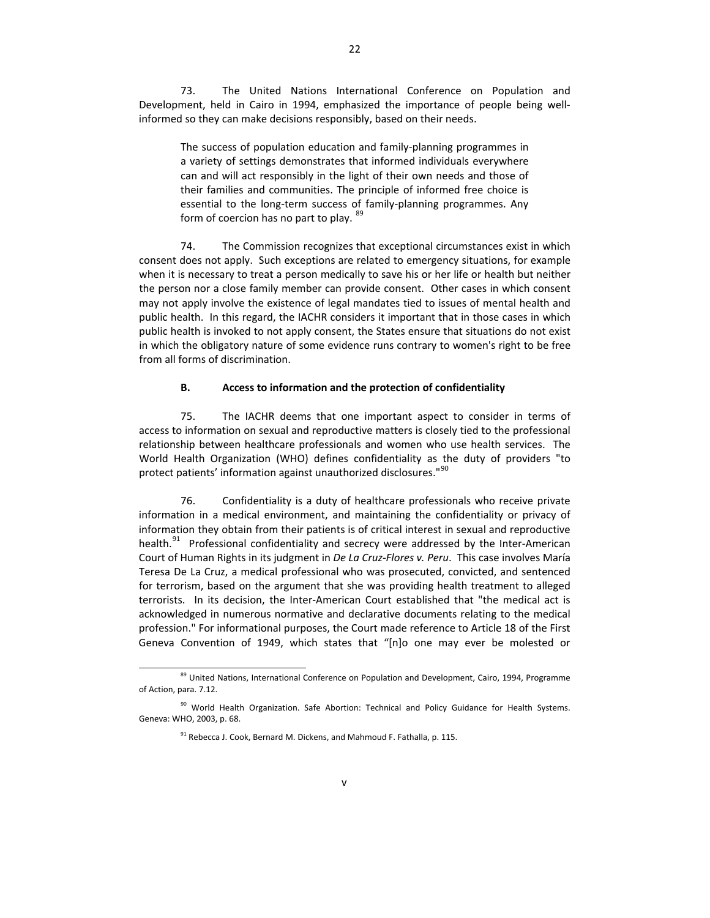73. The United Nations International Conference on Population and Development, held in Cairo in 1994, emphasized the importance of people being well-informed so they can make decisions responsibly, based on their needs.

> The success of population education and family-planning programmes in a variety of settings demonstrates that informed individuals everywhere can and will act responsibly in the light of their own needs and those of their families and communities. The principle of informed free choice is essential to the long-term success of family-planning programmes. Any form of coercion has no part to play. [89]

74. The Commission recognizes that exceptional circumstances exist in which consent does not apply. Such exceptions are related to emergency situations, for example when it is necessary to treat a person medically to save his or her life or health but neither the person nor a close family member can provide consent. Other cases in which consent may not apply involve the existence of legal mandates tied to issues of mental health and public health. In this regard, the IACHR considers it important that in those cases in which public health is invoked to not apply consent, the States ensure that situations do not exist in which the obligatory nature of some evidence runs contrary to women's right to be free from all forms of discrimination.

### B. Access to information and the protection of confidentiality

75. The IACHR deems that one important aspect to consider in terms of access to information on sexual and reproductive matters is closely tied to the professional relationship between healthcare professionals and women who use health services. The World Health Organization (WHO) defines confidentiality as the duty of providers "to protect patients' information against unauthorized disclosures."[90]

76. Confidentiality is a duty of healthcare professionals who receive private information in a medical environment, and maintaining the confidentiality or privacy of information they obtain from their patients is of critical interest in sexual and reproductive health.[91] Professional confidentiality and secrecy were addressed by the Inter-American Court of Human Rights in its judgment in *De La Cruz-Flores v. Peru*. This case involves María Teresa De La Cruz, a medical professional who was prosecuted, convicted, and sentenced for terrorism, based on the argument that she was providing health treatment to alleged terrorists. In its decision, the Inter-American Court established that "the medical act is acknowledged in numerous normative and declarative documents relating to the medical profession." For informational purposes, the Court made reference to Article 18 of the First Geneva Convention of 1949, which states that "[n]o one may ever be molested or

---

[89] United Nations, International Conference on Population and Development, Cairo, 1994, Programme of Action, para. 7.12.

[90] World Health Organization. Safe Abortion: Technical and Policy Guidance for Health Systems. Geneva: WHO, 2003, p. 68.

[91] Rebecca J. Cook, Bernard M. Dickens, and Mahmoud F. Fathalla, p. 115.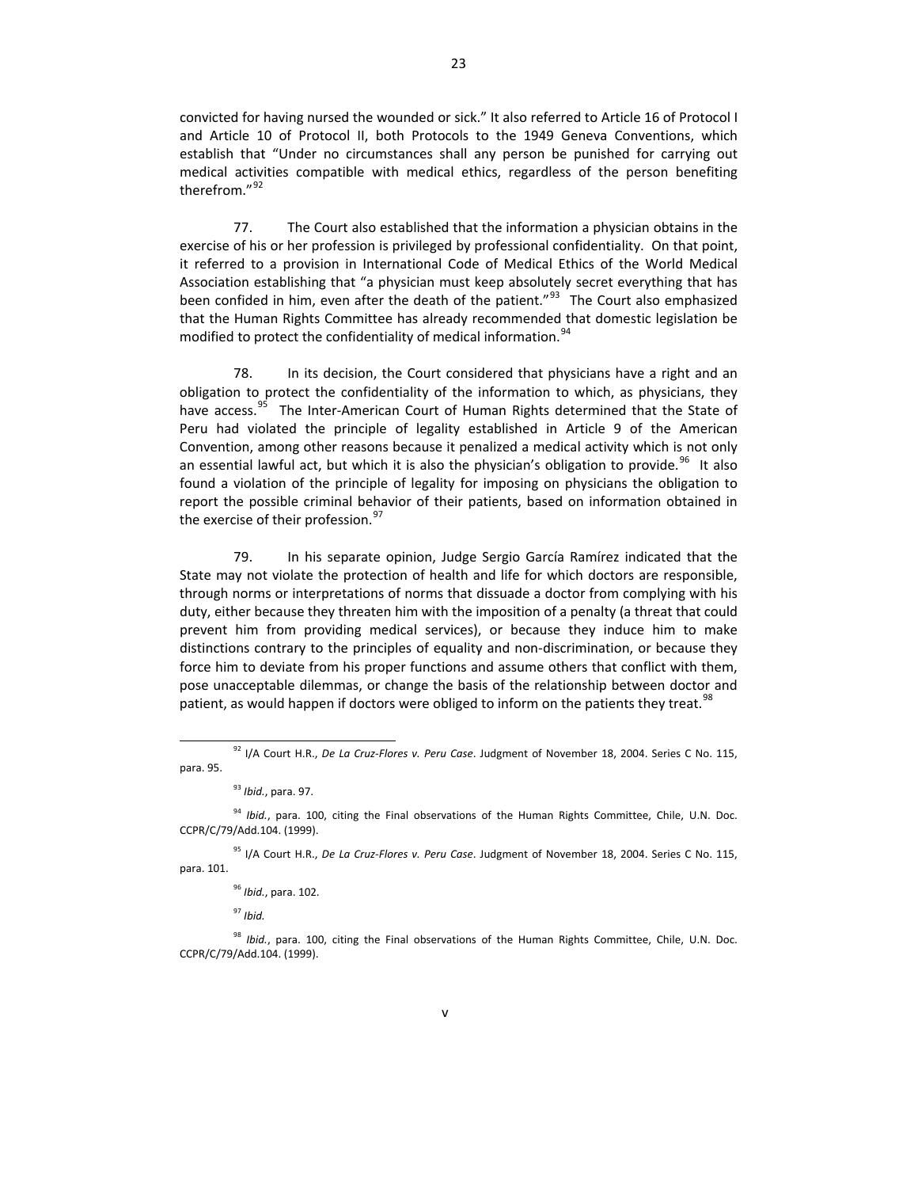convicted for having nursed the wounded or sick." It also referred to Article 16 of Protocol I and Article 10 of Protocol II, both Protocols to the 1949 Geneva Conventions, which establish that "Under no circumstances shall any person be punished for carrying out medical activities compatible with medical ethics, regardless of the person benefiting therefrom."[92]

77. The Court also established that the information a physician obtains in the exercise of his or her profession is privileged by professional confidentiality. On that point, it referred to a provision in International Code of Medical Ethics of the World Medical Association establishing that "a physician must keep absolutely secret everything that has been confided in him, even after the death of the patient."[93] The Court also emphasized that the Human Rights Committee has already recommended that domestic legislation be modified to protect the confidentiality of medical information.[94]

78. In its decision, the Court considered that physicians have a right and an obligation to protect the confidentiality of the information to which, as physicians, they have access.[95] The Inter-American Court of Human Rights determined that the State of Peru had violated the principle of legality established in Article 9 of the American Convention, among other reasons because it penalized a medical activity which is not only an essential lawful act, but which it is also the physician's obligation to provide.[96] It also found a violation of the principle of legality for imposing on physicians the obligation to report the possible criminal behavior of their patients, based on information obtained in the exercise of their profession.[97]

79. In his separate opinion, Judge Sergio García Ramírez indicated that the State may not violate the protection of health and life for which doctors are responsible, through norms or interpretations of norms that dissuade a doctor from complying with his duty, either because they threaten him with the imposition of a penalty (a threat that could prevent him from providing medical services), or because they induce him to make distinctions contrary to the principles of equality and non-discrimination, or because they force him to deviate from his proper functions and assume others that conflict with them, pose unacceptable dilemmas, or change the basis of the relationship between doctor and patient, as would happen if doctors were obliged to inform on the patients they treat.[98]

---

[92] I/A Court H.R., *De La Cruz-Flores v. Peru Case*. Judgment of November 18, 2004. Series C No. 115, para. 95.

[93] *Ibid.*, para. 97.

[94] *Ibid.*, para. 100, citing the Final observations of the Human Rights Committee, Chile, U.N. Doc. CCPR/C/79/Add.104. (1999).

[95] I/A Court H.R., *De La Cruz-Flores v. Peru Case*. Judgment of November 18, 2004. Series C No. 115, para. 101.

[96] *Ibid.*, para. 102.

[97] *Ibid.*

[98] *Ibid.*, para. 100, citing the Final observations of the Human Rights Committee, Chile, U.N. Doc. CCPR/C/79/Add.104. (1999).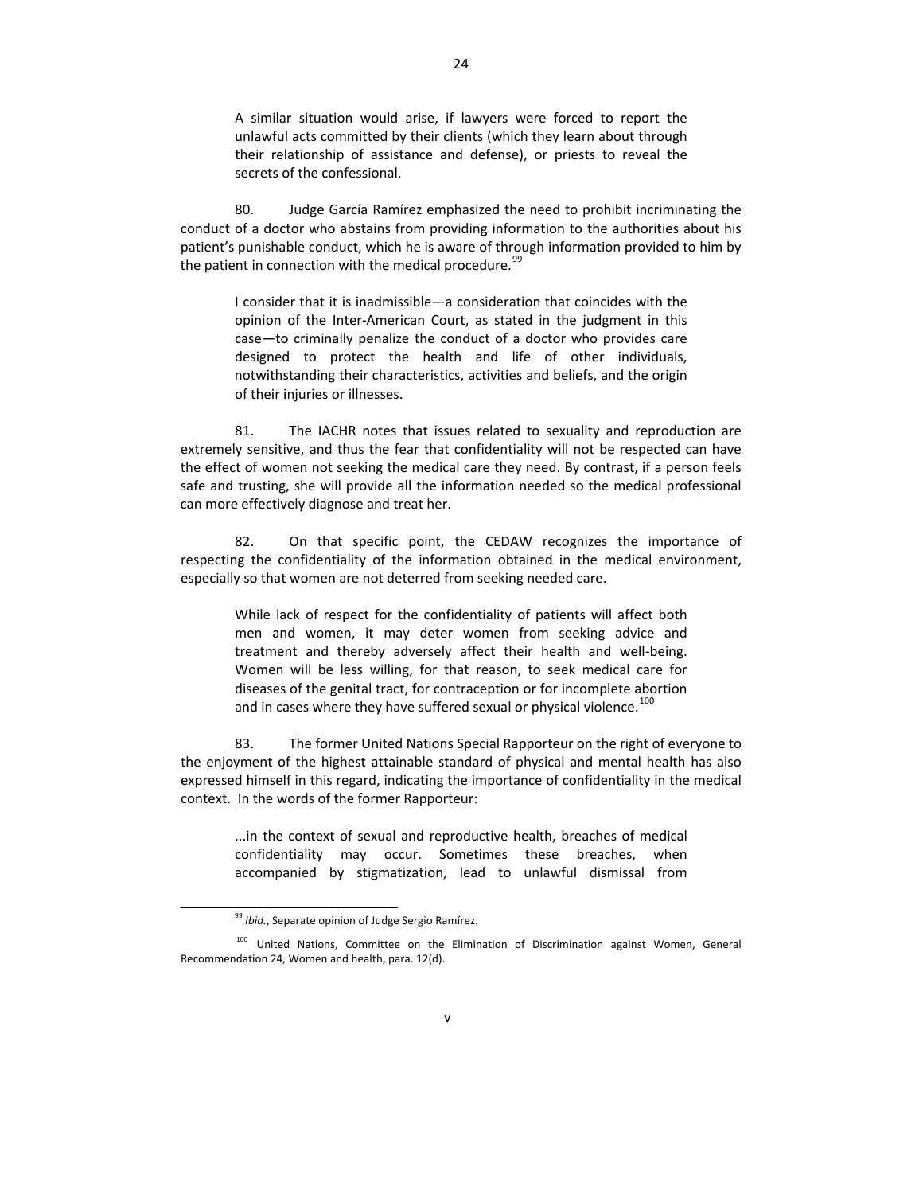> A similar situation would arise, if lawyers were forced to report the unlawful acts committed by their clients (which they learn about through their relationship of assistance and defense), or priests to reveal the secrets of the confessional.

80. Judge García Ramírez emphasized the need to prohibit incriminating the conduct of a doctor who abstains from providing information to the authorities about his patient's punishable conduct, which he is aware of through information provided to him by the patient in connection with the medical procedure.[99]

> I consider that it is inadmissible—a consideration that coincides with the opinion of the Inter-American Court, as stated in the judgment in this case—to criminally penalize the conduct of a doctor who provides care designed to protect the health and life of other individuals, notwithstanding their characteristics, activities and beliefs, and the origin of their injuries or illnesses.

81. The IACHR notes that issues related to sexuality and reproduction are extremely sensitive, and thus the fear that confidentiality will not be respected can have the effect of women not seeking the medical care they need. By contrast, if a person feels safe and trusting, she will provide all the information needed so the medical professional can more effectively diagnose and treat her.

82. On that specific point, the CEDAW recognizes the importance of respecting the confidentiality of the information obtained in the medical environment, especially so that women are not deterred from seeking needed care.

> While lack of respect for the confidentiality of patients will affect both men and women, it may deter women from seeking advice and treatment and thereby adversely affect their health and well-being. Women will be less willing, for that reason, to seek medical care for diseases of the genital tract, for contraception or for incomplete abortion and in cases where they have suffered sexual or physical violence.[100]

83. The former United Nations Special Rapporteur on the right of everyone to the enjoyment of the highest attainable standard of physical and mental health has also expressed himself in this regard, indicating the importance of confidentiality in the medical context. In the words of the former Rapporteur:

> ...in the context of sexual and reproductive health, breaches of medical confidentiality may occur. Sometimes these breaches, when accompanied by stigmatization, lead to unlawful dismissal from

---

[99] *Ibid.*, Separate opinion of Judge Sergio Ramírez.

[100] United Nations, Committee on the Elimination of Discrimination against Women, General Recommendation 24, Women and health, para. 12(d).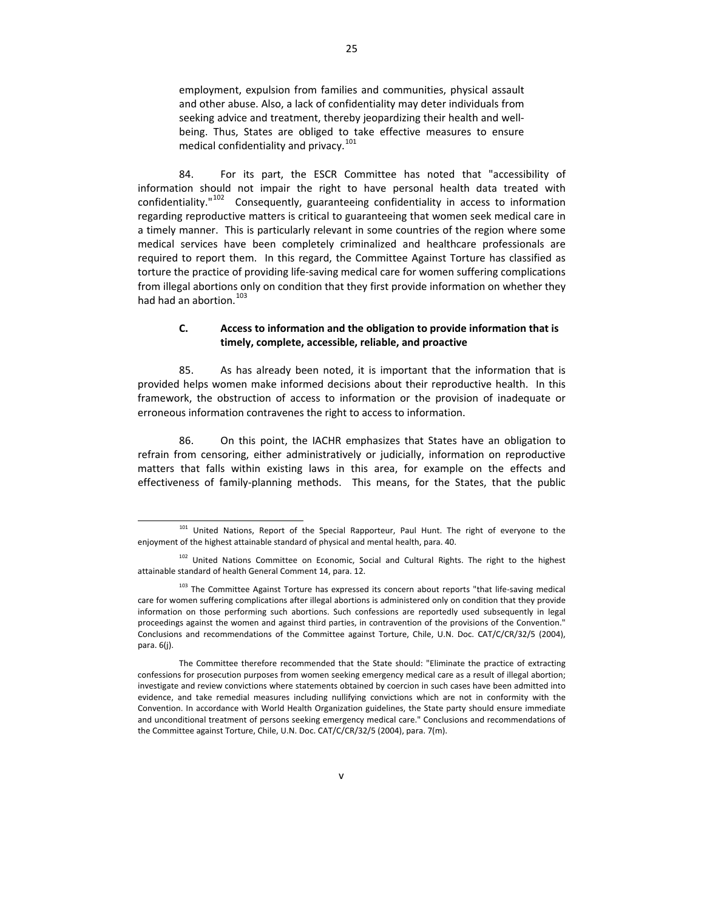employment, expulsion from families and communities, physical assault and other abuse. Also, a lack of confidentiality may deter individuals from seeking advice and treatment, thereby jeopardizing their health and well-being. Thus, States are obliged to take effective measures to ensure medical confidentiality and privacy.[101]

84. For its part, the ESCR Committee has noted that "accessibility of information should not impair the right to have personal health data treated with confidentiality."[102] Consequently, guaranteeing confidentiality in access to information regarding reproductive matters is critical to guaranteeing that women seek medical care in a timely manner. This is particularly relevant in some countries of the region where some medical services have been completely criminalized and healthcare professionals are required to report them. In this regard, the Committee Against Torture has classified as torture the practice of providing life-saving medical care for women suffering complications from illegal abortions only on condition that they first provide information on whether they had had an abortion.[103]

### C. Access to information and the obligation to provide information that is timely, complete, accessible, reliable, and proactive

85. As has already been noted, it is important that the information that is provided helps women make informed decisions about their reproductive health. In this framework, the obstruction of access to information or the provision of inadequate or erroneous information contravenes the right to access to information.

86. On this point, the IACHR emphasizes that States have an obligation to refrain from censoring, either administratively or judicially, information on reproductive matters that falls within existing laws in this area, for example on the effects and effectiveness of family-planning methods. This means, for the States, that the public

---

[101] United Nations, Report of the Special Rapporteur, Paul Hunt. The right of everyone to the enjoyment of the highest attainable standard of physical and mental health, para. 40.

[102] United Nations Committee on Economic, Social and Cultural Rights. The right to the highest attainable standard of health General Comment 14, para. 12.

[103] The Committee Against Torture has expressed its concern about reports "that life-saving medical care for women suffering complications after illegal abortions is administered only on condition that they provide information on those performing such abortions. Such confessions are reportedly used subsequently in legal proceedings against the women and against third parties, in contravention of the provisions of the Convention." Conclusions and recommendations of the Committee against Torture, Chile, U.N. Doc. CAT/C/CR/32/5 (2004), para. 6(j).

The Committee therefore recommended that the State should: "Eliminate the practice of extracting confessions for prosecution purposes from women seeking emergency medical care as a result of illegal abortion; investigate and review convictions where statements obtained by coercion in such cases have been admitted into evidence, and take remedial measures including nullifying convictions which are not in conformity with the Convention. In accordance with World Health Organization guidelines, the State party should ensure immediate and unconditional treatment of persons seeking emergency medical care." Conclusions and recommendations of the Committee against Torture, Chile, U.N. Doc. CAT/C/CR/32/5 (2004), para. 7(m).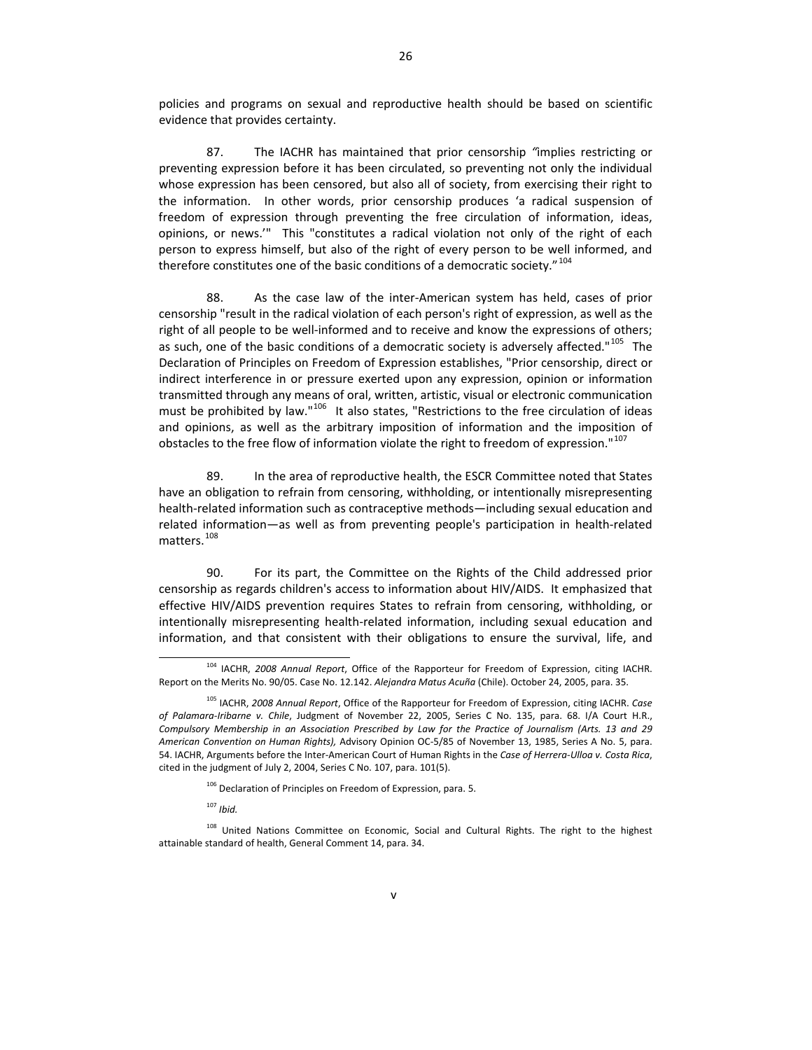policies and programs on sexual and reproductive health should be based on scientific evidence that provides certainty.

87. The IACHR has maintained that prior censorship *"*implies restricting or preventing expression before it has been circulated, so preventing not only the individual whose expression has been censored, but also all of society, from exercising their right to the information. In other words, prior censorship produces 'a radical suspension of freedom of expression through preventing the free circulation of information, ideas, opinions, or news.'" This "constitutes a radical violation not only of the right of each person to express himself, but also of the right of every person to be well informed, and therefore constitutes one of the basic conditions of a democratic society."[104]

88. As the case law of the inter-American system has held, cases of prior censorship "result in the radical violation of each person's right of expression, as well as the right of all people to be well-informed and to receive and know the expressions of others; as such, one of the basic conditions of a democratic society is adversely affected."[105] The Declaration of Principles on Freedom of Expression establishes, "Prior censorship, direct or indirect interference in or pressure exerted upon any expression, opinion or information transmitted through any means of oral, written, artistic, visual or electronic communication must be prohibited by law."[106] It also states, "Restrictions to the free circulation of ideas and opinions, as well as the arbitrary imposition of information and the imposition of obstacles to the free flow of information violate the right to freedom of expression."[107]

89. In the area of reproductive health, the ESCR Committee noted that States have an obligation to refrain from censoring, withholding, or intentionally misrepresenting health-related information such as contraceptive methods—including sexual education and related information—as well as from preventing people's participation in health-related matters.[108]

90. For its part, the Committee on the Rights of the Child addressed prior censorship as regards children's access to information about HIV/AIDS. It emphasized that effective HIV/AIDS prevention requires States to refrain from censoring, withholding, or intentionally misrepresenting health-related information, including sexual education and information, and that consistent with their obligations to ensure the survival, life, and

---

[104] IACHR, *2008 Annual Report*, Office of the Rapporteur for Freedom of Expression, citing IACHR. Report on the Merits No. 90/05. Case No. 12.142. *Alejandra Matus Acuña* (Chile). October 24, 2005, para. 35.

[105] IACHR, *2008 Annual Report*, Office of the Rapporteur for Freedom of Expression, citing IACHR. *Case of Palamara-Iribarne v. Chile*, Judgment of November 22, 2005, Series C No. 135, para. 68. I/A Court H.R., *Compulsory Membership in an Association Prescribed by Law for the Practice of Journalism (Arts. 13 and 29 American Convention on Human Rights),* Advisory Opinion OC-5/85 of November 13, 1985, Series A No. 5, para. 54. IACHR, Arguments before the Inter-American Court of Human Rights in the *Case of Herrera-Ulloa v. Costa Rica*, cited in the judgment of July 2, 2004, Series C No. 107, para. 101(5).

[106] Declaration of Principles on Freedom of Expression, para. 5.

[107] *Ibid.*

[108] United Nations Committee on Economic, Social and Cultural Rights. The right to the highest attainable standard of health, General Comment 14, para. 34.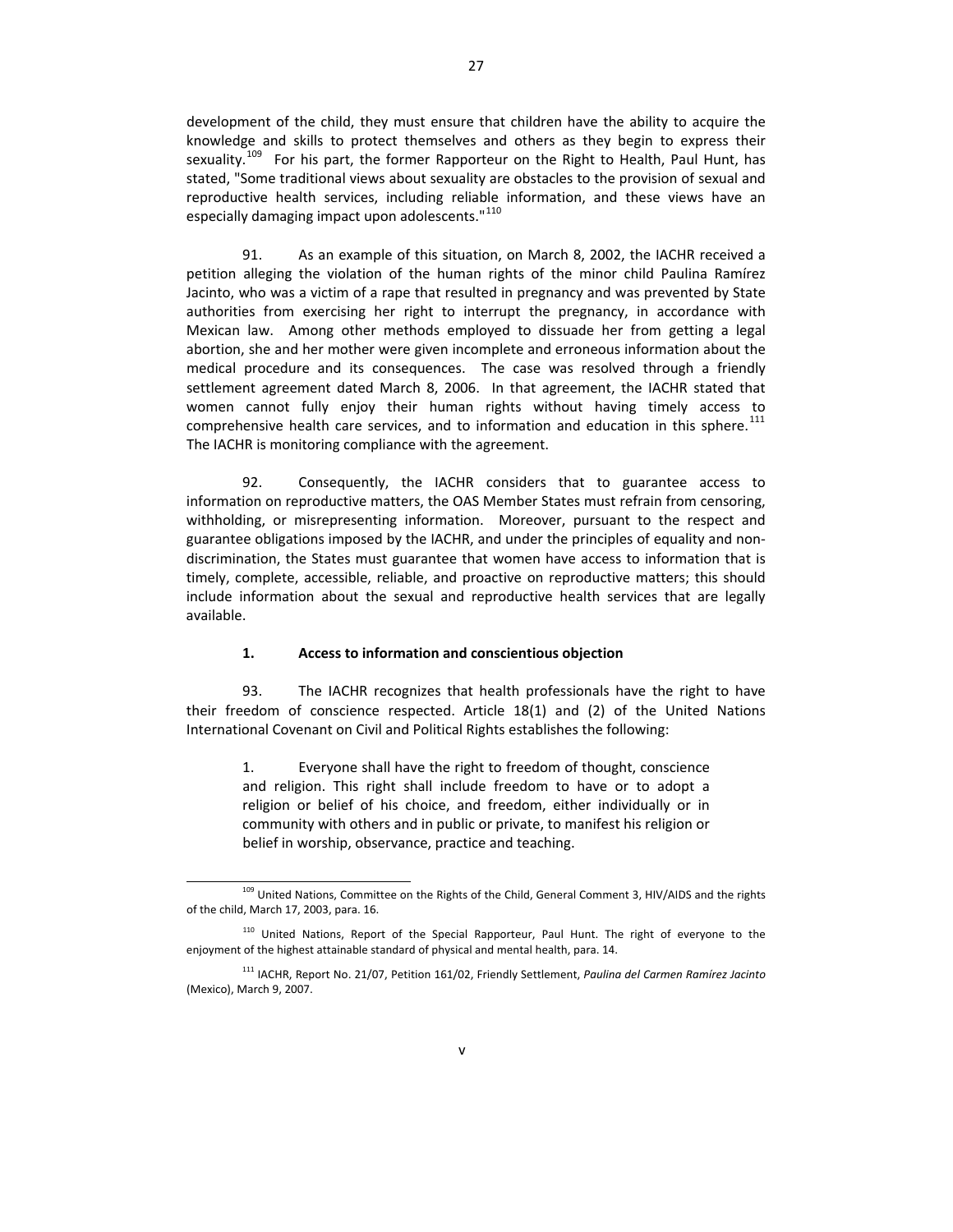development of the child, they must ensure that children have the ability to acquire the knowledge and skills to protect themselves and others as they begin to express their sexuality.[109] For his part, the former Rapporteur on the Right to Health, Paul Hunt, has stated, "Some traditional views about sexuality are obstacles to the provision of sexual and reproductive health services, including reliable information, and these views have an especially damaging impact upon adolescents."[110]

91. As an example of this situation, on March 8, 2002, the IACHR received a petition alleging the violation of the human rights of the minor child Paulina Ramírez Jacinto, who was a victim of a rape that resulted in pregnancy and was prevented by State authorities from exercising her right to interrupt the pregnancy, in accordance with Mexican law. Among other methods employed to dissuade her from getting a legal abortion, she and her mother were given incomplete and erroneous information about the medical procedure and its consequences. The case was resolved through a friendly settlement agreement dated March 8, 2006. In that agreement, the IACHR stated that women cannot fully enjoy their human rights without having timely access to comprehensive health care services, and to information and education in this sphere.[111] The IACHR is monitoring compliance with the agreement.

92. Consequently, the IACHR considers that to guarantee access to information on reproductive matters, the OAS Member States must refrain from censoring, withholding, or misrepresenting information. Moreover, pursuant to the respect and guarantee obligations imposed by the IACHR, and under the principles of equality and non-discrimination, the States must guarantee that women have access to information that is timely, complete, accessible, reliable, and proactive on reproductive matters; this should include information about the sexual and reproductive health services that are legally available.

### 1. Access to information and conscientious objection

93. The IACHR recognizes that health professionals have the right to have their freedom of conscience respected. Article 18(1) and (2) of the United Nations International Covenant on Civil and Political Rights establishes the following:

> 1. Everyone shall have the right to freedom of thought, conscience and religion. This right shall include freedom to have or to adopt a religion or belief of his choice, and freedom, either individually or in community with others and in public or private, to manifest his religion or belief in worship, observance, practice and teaching.

---

[109] United Nations, Committee on the Rights of the Child, General Comment 3, HIV/AIDS and the rights of the child, March 17, 2003, para. 16.

[110] United Nations, Report of the Special Rapporteur, Paul Hunt. The right of everyone to the enjoyment of the highest attainable standard of physical and mental health, para. 14.

[111] IACHR, Report No. 21/07, Petition 161/02, Friendly Settlement, *Paulina del Carmen Ramírez Jacinto* (Mexico), March 9, 2007.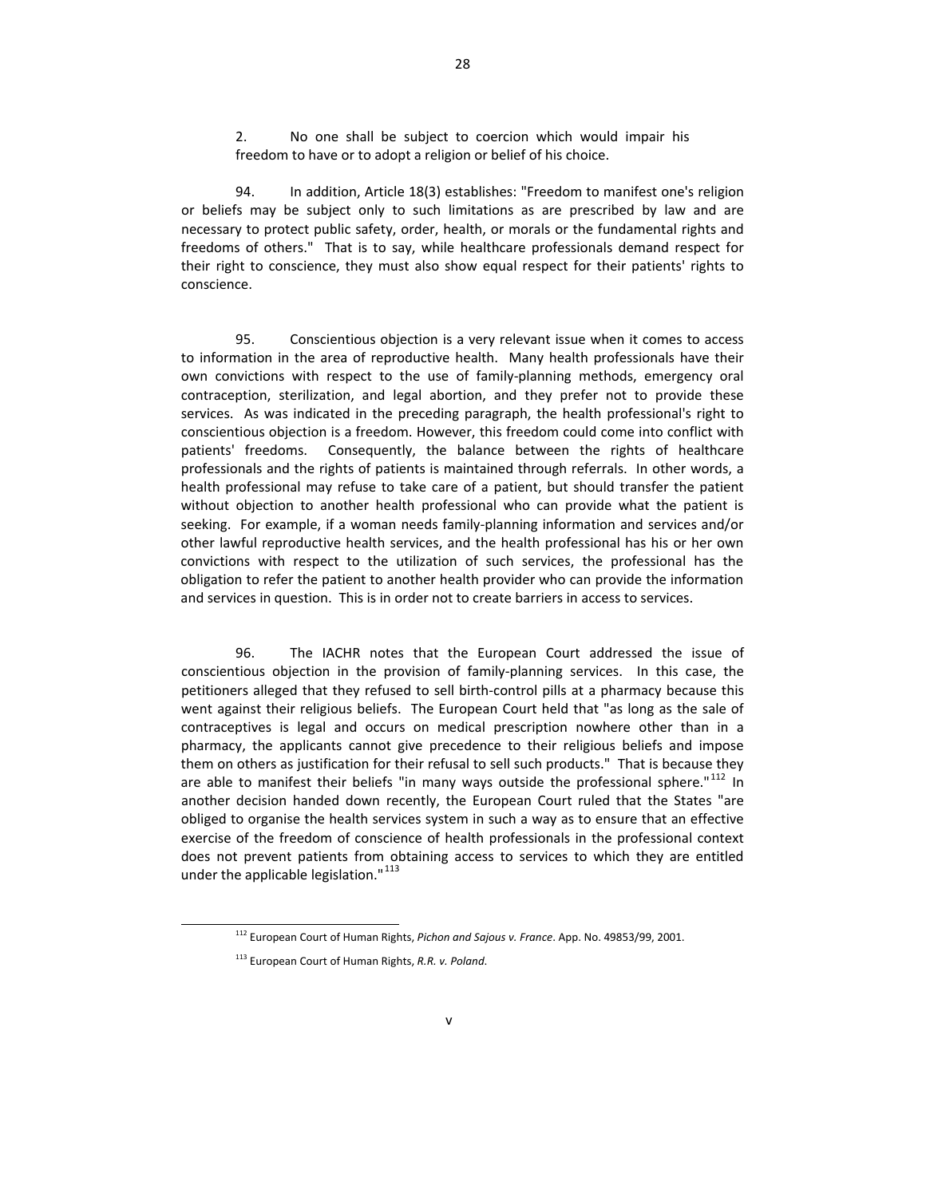2. No one shall be subject to coercion which would impair his freedom to have or to adopt a religion or belief of his choice.

94. In addition, Article 18(3) establishes: "Freedom to manifest one's religion or beliefs may be subject only to such limitations as are prescribed by law and are necessary to protect public safety, order, health, or morals or the fundamental rights and freedoms of others." That is to say, while healthcare professionals demand respect for their right to conscience, they must also show equal respect for their patients' rights to conscience.

95. Conscientious objection is a very relevant issue when it comes to access to information in the area of reproductive health. Many health professionals have their own convictions with respect to the use of family-planning methods, emergency oral contraception, sterilization, and legal abortion, and they prefer not to provide these services. As was indicated in the preceding paragraph, the health professional's right to conscientious objection is a freedom. However, this freedom could come into conflict with patients' freedoms. Consequently, the balance between the rights of healthcare professionals and the rights of patients is maintained through referrals. In other words, a health professional may refuse to take care of a patient, but should transfer the patient without objection to another health professional who can provide what the patient is seeking. For example, if a woman needs family-planning information and services and/or other lawful reproductive health services, and the health professional has his or her own convictions with respect to the utilization of such services, the professional has the obligation to refer the patient to another health provider who can provide the information and services in question. This is in order not to create barriers in access to services.

96. The IACHR notes that the European Court addressed the issue of conscientious objection in the provision of family-planning services. In this case, the petitioners alleged that they refused to sell birth-control pills at a pharmacy because this went against their religious beliefs. The European Court held that "as long as the sale of contraceptives is legal and occurs on medical prescription nowhere other than in a pharmacy, the applicants cannot give precedence to their religious beliefs and impose them on others as justification for their refusal to sell such products." That is because they are able to manifest their beliefs "in many ways outside the professional sphere."[112] In another decision handed down recently, the European Court ruled that the States "are obliged to organise the health services system in such a way as to ensure that an effective exercise of the freedom of conscience of health professionals in the professional context does not prevent patients from obtaining access to services to which they are entitled under the applicable legislation."[113]

---

[112] European Court of Human Rights, *Pichon and Sajous v. France*. App. No. 49853/99, 2001.

[113] European Court of Human Rights, *R.R. v. Poland*.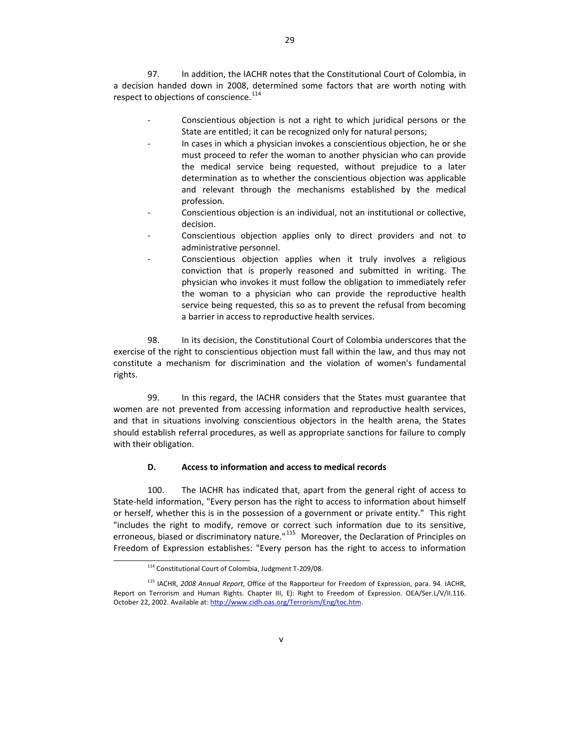97. In addition, the IACHR notes that the Constitutional Court of Colombia, in a decision handed down in 2008, determined some factors that are worth noting with respect to objections of conscience.[114]

- Conscientious objection is not a right to which juridical persons or the State are entitled; it can be recognized only for natural persons;
- In cases in which a physician invokes a conscientious objection, he or she must proceed to refer the woman to another physician who can provide the medical service being requested, without prejudice to a later determination as to whether the conscientious objection was applicable and relevant through the mechanisms established by the medical profession.
- Conscientious objection is an individual, not an institutional or collective, decision.
- Conscientious objection applies only to direct providers and not to administrative personnel.
- Conscientious objection applies when it truly involves a religious conviction that is properly reasoned and submitted in writing. The physician who invokes it must follow the obligation to immediately refer the woman to a physician who can provide the reproductive health service being requested, this so as to prevent the refusal from becoming a barrier in access to reproductive health services.

98. In its decision, the Constitutional Court of Colombia underscores that the exercise of the right to conscientious objection must fall within the law, and thus may not constitute a mechanism for discrimination and the violation of women's fundamental rights.

99. In this regard, the IACHR considers that the States must guarantee that women are not prevented from accessing information and reproductive health services, and that in situations involving conscientious objectors in the health arena, the States should establish referral procedures, as well as appropriate sanctions for failure to comply with their obligation.

### D. Access to information and access to medical records

100. The IACHR has indicated that, apart from the general right of access to State-held information, "Every person has the right to access to information about himself or herself, whether this is in the possession of a government or private entity." This right "includes the right to modify, remove or correct such information due to its sensitive, erroneous, biased or discriminatory nature."[115] Moreover, the Declaration of Principles on Freedom of Expression establishes: "Every person has the right to access to information

---

[114] Constitutional Court of Colombia, Judgment T-209/08.

[115] IACHR, *2008 Annual Report*, Office of the Rapporteur for Freedom of Expression, para. 94. IACHR, Report on Terrorism and Human Rights. Chapter III, E): Right to Freedom of Expression. OEA/Ser.L/V/II.116. October 22, 2002. Available at: http://www.cidh.oas.org/Terrorism/Eng/toc.htm.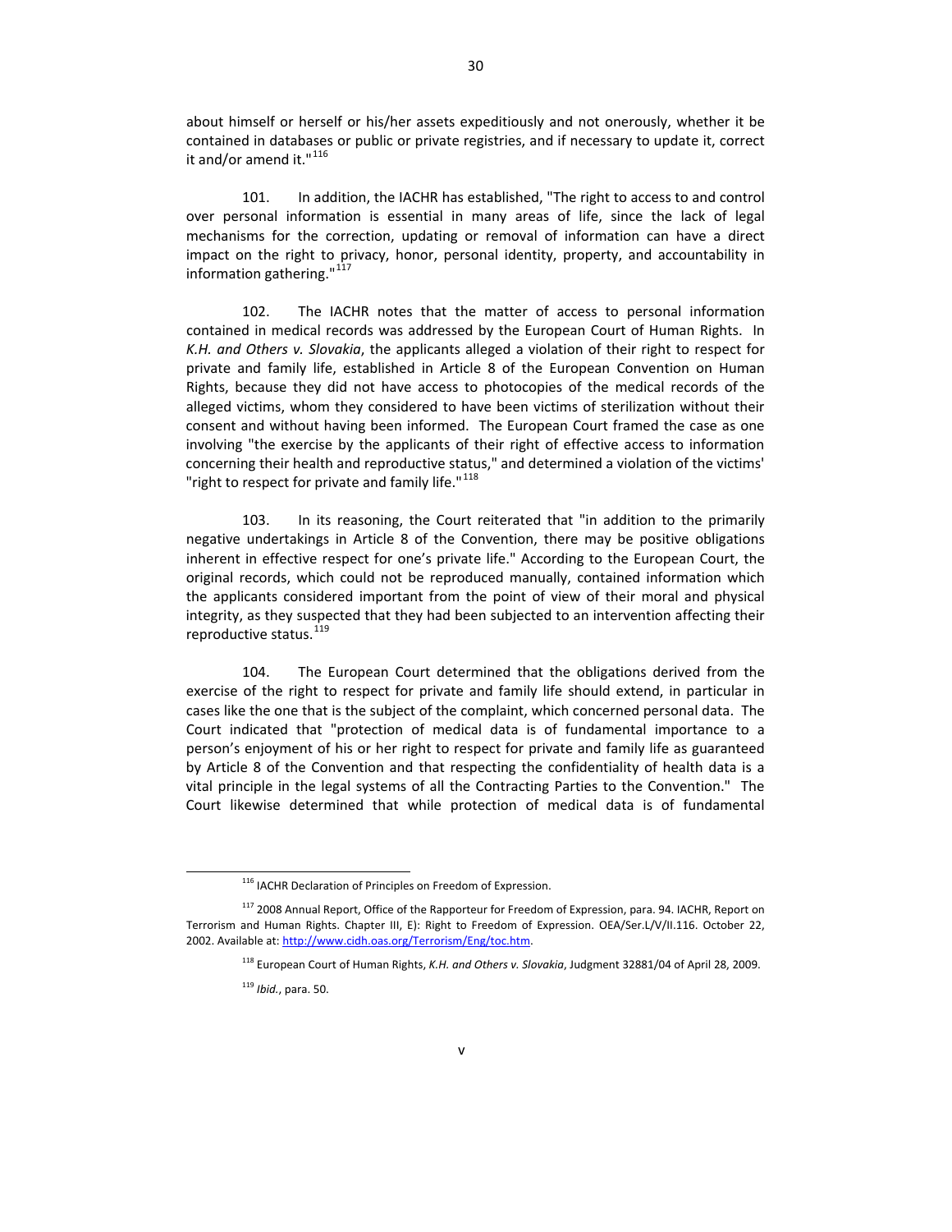about himself or herself or his/her assets expeditiously and not onerously, whether it be contained in databases or public or private registries, and if necessary to update it, correct it and/or amend it."[116]

101. In addition, the IACHR has established, "The right to access to and control over personal information is essential in many areas of life, since the lack of legal mechanisms for the correction, updating or removal of information can have a direct impact on the right to privacy, honor, personal identity, property, and accountability in information gathering."[117]

102. The IACHR notes that the matter of access to personal information contained in medical records was addressed by the European Court of Human Rights. In *K.H. and Others v. Slovakia*, the applicants alleged a violation of their right to respect for private and family life, established in Article 8 of the European Convention on Human Rights, because they did not have access to photocopies of the medical records of the alleged victims, whom they considered to have been victims of sterilization without their consent and without having been informed. The European Court framed the case as one involving "the exercise by the applicants of their right of effective access to information concerning their health and reproductive status," and determined a violation of the victims' "right to respect for private and family life."[118]

103. In its reasoning, the Court reiterated that "in addition to the primarily negative undertakings in Article 8 of the Convention, there may be positive obligations inherent in effective respect for one's private life." According to the European Court, the original records, which could not be reproduced manually, contained information which the applicants considered important from the point of view of their moral and physical integrity, as they suspected that they had been subjected to an intervention affecting their reproductive status.[119]

104. The European Court determined that the obligations derived from the exercise of the right to respect for private and family life should extend, in particular in cases like the one that is the subject of the complaint, which concerned personal data. The Court indicated that "protection of medical data is of fundamental importance to a person's enjoyment of his or her right to respect for private and family life as guaranteed by Article 8 of the Convention and that respecting the confidentiality of health data is a vital principle in the legal systems of all the Contracting Parties to the Convention." The Court likewise determined that while protection of medical data is of fundamental

---

[116] IACHR Declaration of Principles on Freedom of Expression.

[117] 2008 Annual Report, Office of the Rapporteur for Freedom of Expression, para. 94. IACHR, Report on Terrorism and Human Rights. Chapter III, E): Right to Freedom of Expression. OEA/Ser.L/V/II.116. October 22, 2002. Available at: http://www.cidh.oas.org/Terrorism/Eng/toc.htm.

[118] European Court of Human Rights, *K.H. and Others v. Slovakia*, Judgment 32881/04 of April 28, 2009.

[119] *Ibid.*, para. 50.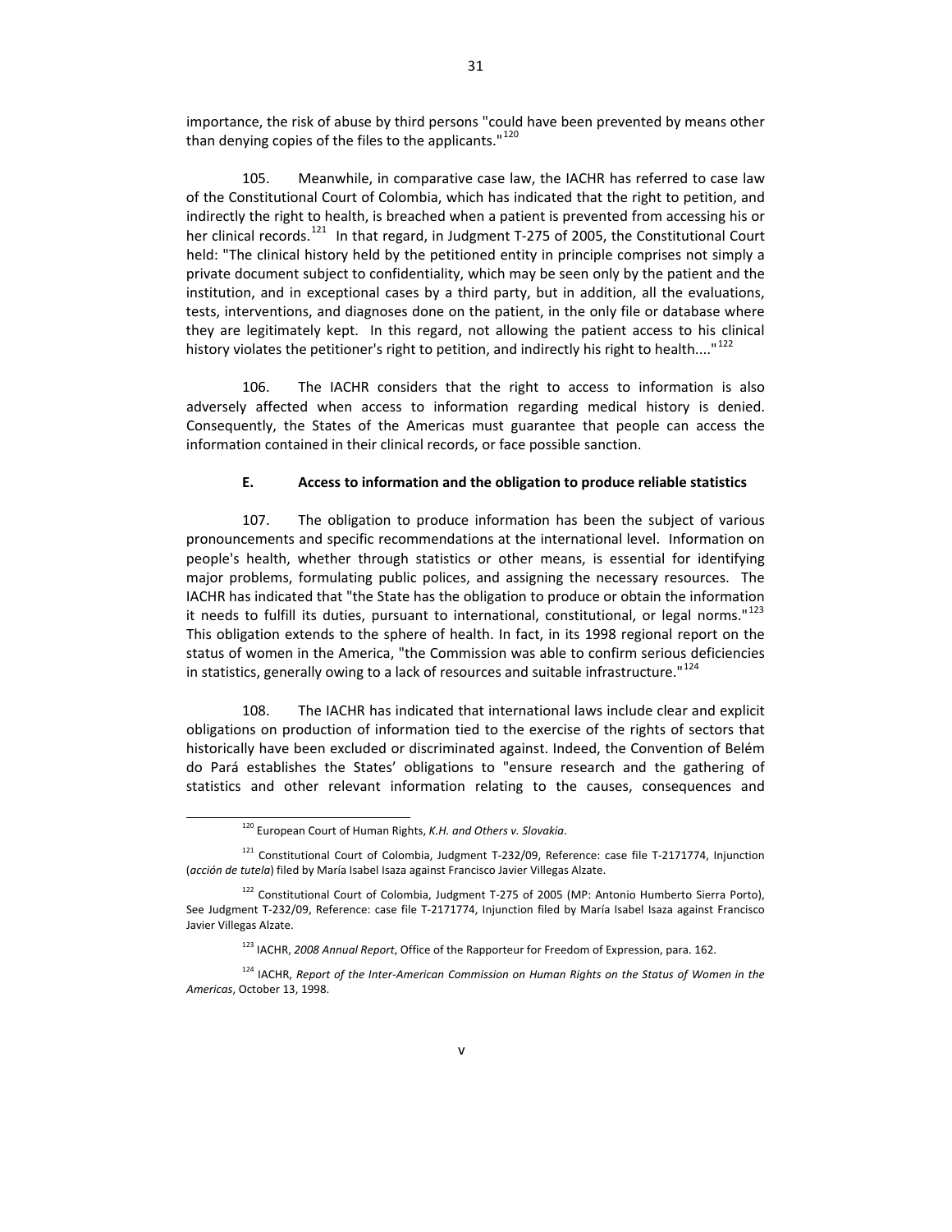importance, the risk of abuse by third persons "could have been prevented by means other than denying copies of the files to the applicants."[120]

105. Meanwhile, in comparative case law, the IACHR has referred to case law of the Constitutional Court of Colombia, which has indicated that the right to petition, and indirectly the right to health, is breached when a patient is prevented from accessing his or her clinical records.[121] In that regard, in Judgment T-275 of 2005, the Constitutional Court held: "The clinical history held by the petitioned entity in principle comprises not simply a private document subject to confidentiality, which may be seen only by the patient and the institution, and in exceptional cases by a third party, but in addition, all the evaluations, tests, interventions, and diagnoses done on the patient, in the only file or database where they are legitimately kept. In this regard, not allowing the patient access to his clinical history violates the petitioner's right to petition, and indirectly his right to health...."[122]

106. The IACHR considers that the right to access to information is also adversely affected when access to information regarding medical history is denied. Consequently, the States of the Americas must guarantee that people can access the information contained in their clinical records, or face possible sanction.

### E. Access to information and the obligation to produce reliable statistics

107. The obligation to produce information has been the subject of various pronouncements and specific recommendations at the international level. Information on people's health, whether through statistics or other means, is essential for identifying major problems, formulating public polices, and assigning the necessary resources. The IACHR has indicated that "the State has the obligation to produce or obtain the information it needs to fulfill its duties, pursuant to international, constitutional, or legal norms."[123] This obligation extends to the sphere of health. In fact, in its 1998 regional report on the status of women in the America, "the Commission was able to confirm serious deficiencies in statistics, generally owing to a lack of resources and suitable infrastructure."[124]

108. The IACHR has indicated that international laws include clear and explicit obligations on production of information tied to the exercise of the rights of sectors that historically have been excluded or discriminated against. Indeed, the Convention of Belém do Pará establishes the States' obligations to "ensure research and the gathering of statistics and other relevant information relating to the causes, consequences and

---

[120] European Court of Human Rights, *K.H. and Others v. Slovakia*.

[121] Constitutional Court of Colombia, Judgment T-232/09, Reference: case file T-2171774, Injunction (*acción de tutela*) filed by María Isabel Isaza against Francisco Javier Villegas Alzate.

[122] Constitutional Court of Colombia, Judgment T-275 of 2005 (MP: Antonio Humberto Sierra Porto), See Judgment T-232/09, Reference: case file T-2171774, Injunction filed by María Isabel Isaza against Francisco Javier Villegas Alzate.

[123] IACHR, *2008 Annual Report*, Office of the Rapporteur for Freedom of Expression, para. 162.

[124] IACHR, *Report of the Inter-American Commission on Human Rights on the Status of Women in the Americas*, October 13, 1998.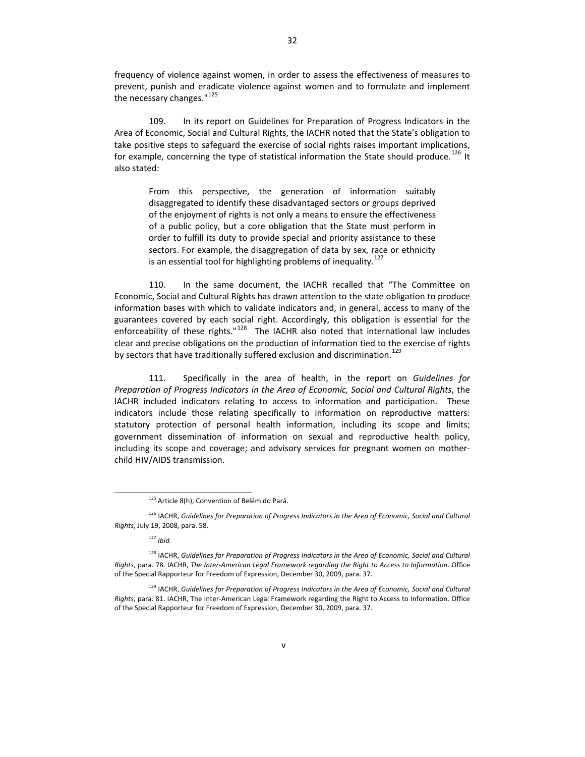frequency of violence against women, in order to assess the effectiveness of measures to prevent, punish and eradicate violence against women and to formulate and implement the necessary changes."[125]

109. In its report on Guidelines for Preparation of Progress Indicators in the Area of Economic, Social and Cultural Rights, the IACHR noted that the State's obligation to take positive steps to safeguard the exercise of social rights raises important implications, for example, concerning the type of statistical information the State should produce.[126] It also stated:

> From this perspective, the generation of information suitably disaggregated to identify these disadvantaged sectors or groups deprived of the enjoyment of rights is not only a means to ensure the effectiveness of a public policy, but a core obligation that the State must perform in order to fulfill its duty to provide special and priority assistance to these sectors. For example, the disaggregation of data by sex, race or ethnicity is an essential tool for highlighting problems of inequality.[127]

110. In the same document, the IACHR recalled that "The Committee on Economic, Social and Cultural Rights has drawn attention to the state obligation to produce information bases with which to validate indicators and, in general, access to many of the guarantees covered by each social right. Accordingly, this obligation is essential for the enforceability of these rights."[128] The IACHR also noted that international law includes clear and precise obligations on the production of information tied to the exercise of rights by sectors that have traditionally suffered exclusion and discrimination.[129]

111. Specifically in the area of health, in the report on *Guidelines for Preparation of Progress Indicators in the Area of Economic, Social and Cultural Rights*, the IACHR included indicators relating to access to information and participation. These indicators include those relating specifically to information on reproductive matters: statutory protection of personal health information, including its scope and limits; government dissemination of information on sexual and reproductive health policy, including its scope and coverage; and advisory services for pregnant women on mother-child HIV/AIDS transmission.

---

[125] Article 8(h), Convention of Belém do Pará.

[126] IACHR, *Guidelines for Preparation of Progress Indicators in the Area of Economic, Social and Cultural Rights*, July 19, 2008, para. 58.

[127] *Ibid.*

[128] IACHR, *Guidelines for Preparation of Progress Indicators in the Area of Economic, Social and Cultural Rights*, para. 78. IACHR, *The Inter-American Legal Framework regarding the Right to Access to Information*. Office of the Special Rapporteur for Freedom of Expression, December 30, 2009, para. 37.

[129] IACHR, *Guidelines for Preparation of Progress Indicators in the Area of Economic, Social and Cultural Rights*, para. 81. IACHR, The Inter-American Legal Framework regarding the Right to Access to Information. Office of the Special Rapporteur for Freedom of Expression, December 30, 2009, para. 37.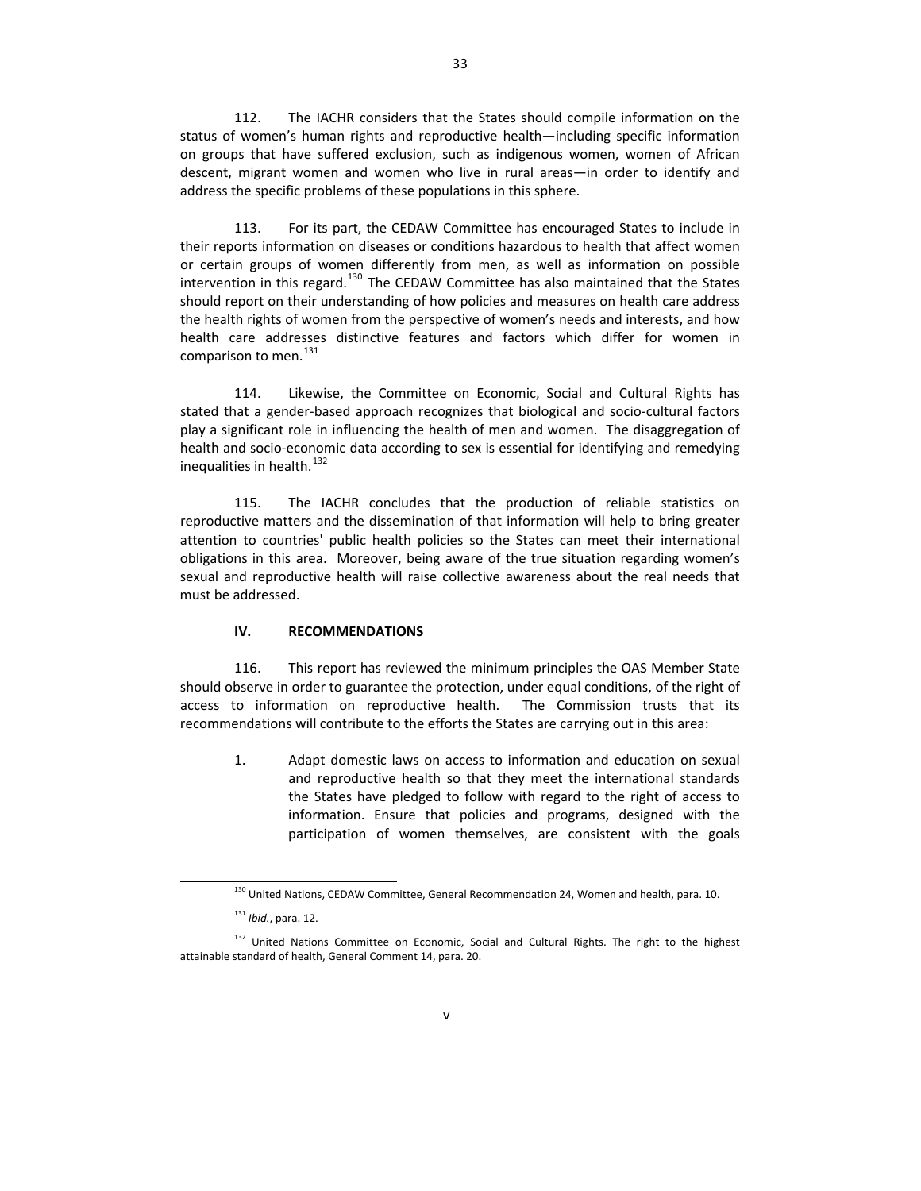112. The IACHR considers that the States should compile information on the status of women's human rights and reproductive health—including specific information on groups that have suffered exclusion, such as indigenous women, women of African descent, migrant women and women who live in rural areas—in order to identify and address the specific problems of these populations in this sphere.

113. For its part, the CEDAW Committee has encouraged States to include in their reports information on diseases or conditions hazardous to health that affect women or certain groups of women differently from men, as well as information on possible intervention in this regard.[130] The CEDAW Committee has also maintained that the States should report on their understanding of how policies and measures on health care address the health rights of women from the perspective of women's needs and interests, and how health care addresses distinctive features and factors which differ for women in comparison to men.[131]

114. Likewise, the Committee on Economic, Social and Cultural Rights has stated that a gender-based approach recognizes that biological and socio-cultural factors play a significant role in influencing the health of men and women. The disaggregation of health and socio-economic data according to sex is essential for identifying and remedying inequalities in health.[132]

115. The IACHR concludes that the production of reliable statistics on reproductive matters and the dissemination of that information will help to bring greater attention to countries' public health policies so the States can meet their international obligations in this area. Moreover, being aware of the true situation regarding women's sexual and reproductive health will raise collective awareness about the real needs that must be addressed.

## IV. RECOMMENDATIONS

116. This report has reviewed the minimum principles the OAS Member State should observe in order to guarantee the protection, under equal conditions, of the right of access to information on reproductive health. The Commission trusts that its recommendations will contribute to the efforts the States are carrying out in this area:

1. Adapt domestic laws on access to information and education on sexual and reproductive health so that they meet the international standards the States have pledged to follow with regard to the right of access to information. Ensure that policies and programs, designed with the participation of women themselves, are consistent with the goals

---

[130] United Nations, CEDAW Committee, General Recommendation 24, Women and health, para. 10.

[131] *Ibid.*, para. 12.

[132] United Nations Committee on Economic, Social and Cultural Rights. The right to the highest attainable standard of health, General Comment 14, para. 20.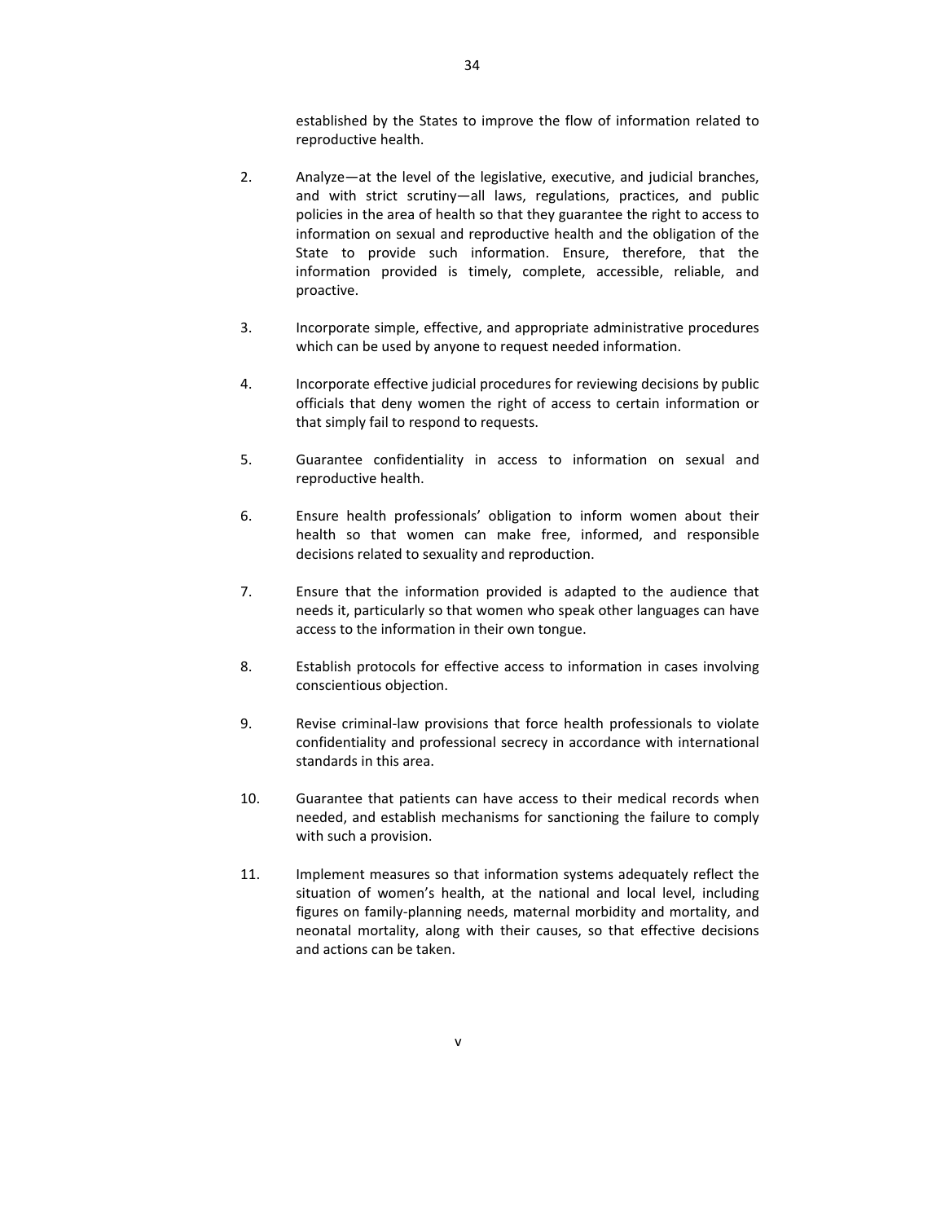established by the States to improve the flow of information related to reproductive health.

2. Analyze—at the level of the legislative, executive, and judicial branches, and with strict scrutiny—all laws, regulations, practices, and public policies in the area of health so that they guarantee the right to access to information on sexual and reproductive health and the obligation of the State to provide such information. Ensure, therefore, that the information provided is timely, complete, accessible, reliable, and proactive.

3. Incorporate simple, effective, and appropriate administrative procedures which can be used by anyone to request needed information.

4. Incorporate effective judicial procedures for reviewing decisions by public officials that deny women the right of access to certain information or that simply fail to respond to requests.

5. Guarantee confidentiality in access to information on sexual and reproductive health.

6. Ensure health professionals' obligation to inform women about their health so that women can make free, informed, and responsible decisions related to sexuality and reproduction.

7. Ensure that the information provided is adapted to the audience that needs it, particularly so that women who speak other languages can have access to the information in their own tongue.

8. Establish protocols for effective access to information in cases involving conscientious objection.

9. Revise criminal-law provisions that force health professionals to violate confidentiality and professional secrecy in accordance with international standards in this area.

10. Guarantee that patients can have access to their medical records when needed, and establish mechanisms for sanctioning the failure to comply with such a provision.

11. Implement measures so that information systems adequately reflect the situation of women's health, at the national and local level, including figures on family-planning needs, maternal morbidity and mortality, and neonatal mortality, along with their causes, so that effective decisions and actions can be taken.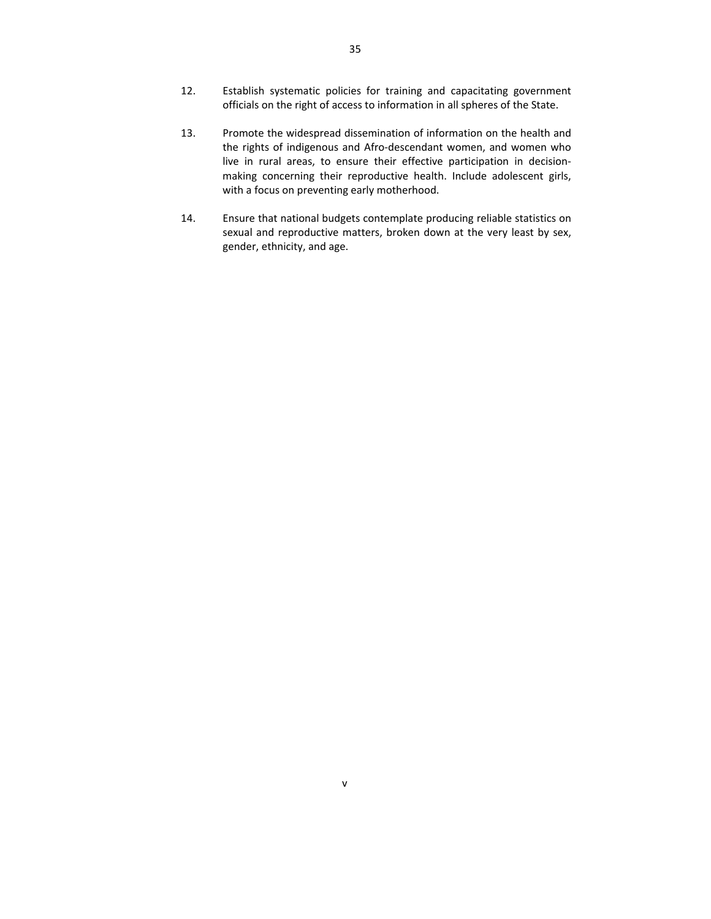12. Establish systematic policies for training and capacitating government officials on the right of access to information in all spheres of the State.

13. Promote the widespread dissemination of information on the health and the rights of indigenous and Afro-descendant women, and women who live in rural areas, to ensure their effective participation in decision-making concerning their reproductive health. Include adolescent girls, with a focus on preventing early motherhood.

14. Ensure that national budgets contemplate producing reliable statistics on sexual and reproductive matters, broken down at the very least by sex, gender, ethnicity, and age.